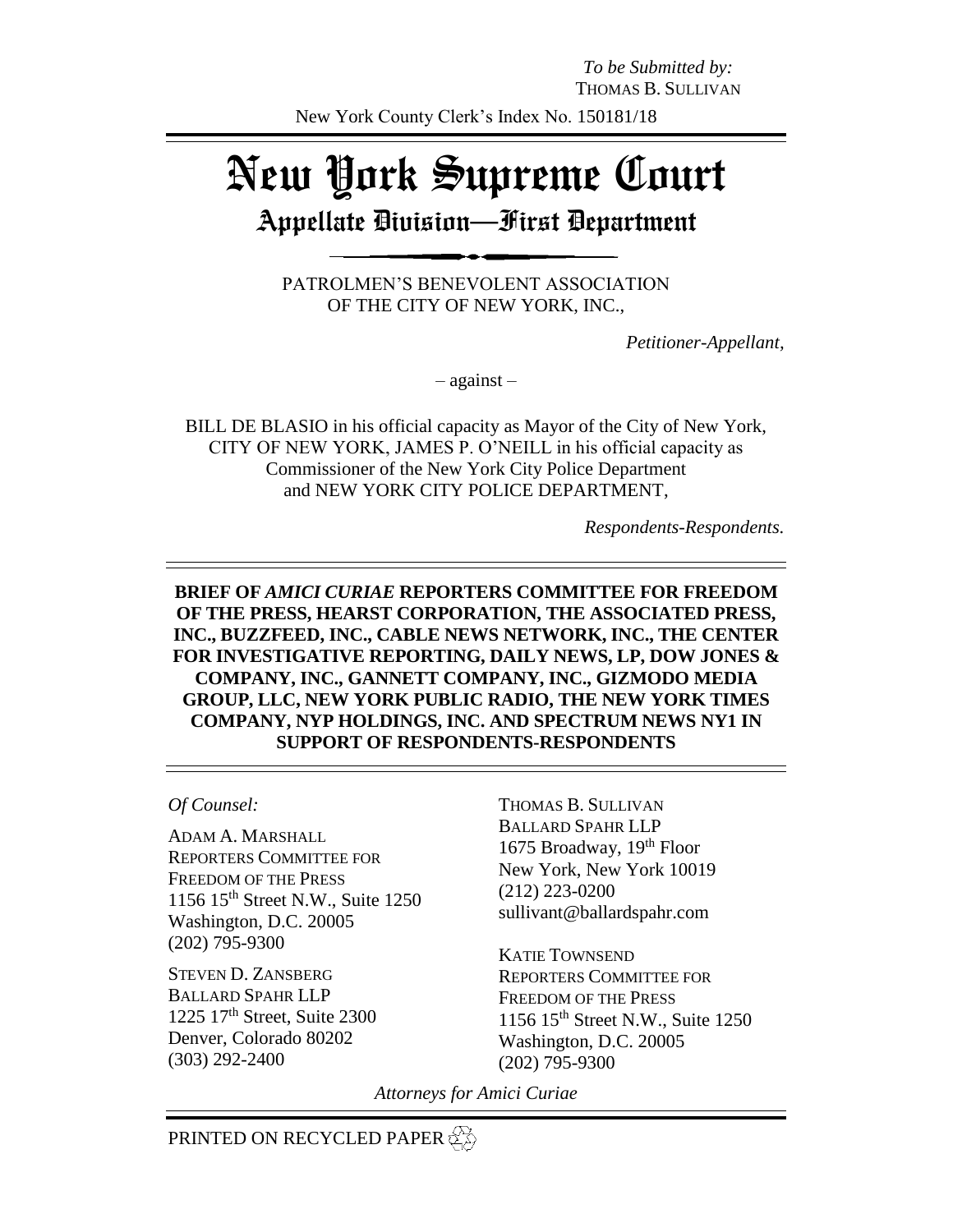*To be Submitted by:*
THOMAS B. SULLIVAN

New York County Clerk's Index No. 150181/18

# New York Supreme Court

## Appellate Division—First Department

PATROLMEN'S BENEVOLENT ASSOCIATION OF THE CITY OF NEW YORK, INC.,

*Petitioner-Appellant,*

– against –

BILL DE BLASIO in his official capacity as Mayor of the City of New York, CITY OF NEW YORK, JAMES P. O'NEILL in his official capacity as Commissioner of the New York City Police Department and NEW YORK CITY POLICE DEPARTMENT,

*Respondents-Respondents.*

**BRIEF OF *AMICI CURIAE* REPORTERS COMMITTEE FOR FREEDOM OF THE PRESS, HEARST CORPORATION, THE ASSOCIATED PRESS, INC., BUZZFEED, INC., CABLE NEWS NETWORK, INC., THE CENTER FOR INVESTIGATIVE REPORTING, DAILY NEWS, LP, DOW JONES & COMPANY, INC., GANNETT COMPANY, INC., GIZMODO MEDIA GROUP, LLC, NEW YORK PUBLIC RADIO, THE NEW YORK TIMES COMPANY, NYP HOLDINGS, INC. AND SPECTRUM NEWS NY1 IN SUPPORT OF RESPONDENTS-RESPONDENTS**

*Of Counsel:*

ADAM A. MARSHALL
REPORTERS COMMITTEE FOR FREEDOM OF THE PRESS
1156 15th Street N.W., Suite 1250
Washington, D.C. 20005
(202) 795-9300

STEVEN D. ZANSBERG
BALLARD SPAHR LLP
1225 17th Street, Suite 2300
Denver, Colorado 80202
(303) 292-2400

THOMAS B. SULLIVAN
BALLARD SPAHR LLP
1675 Broadway, 19th Floor
New York, New York 10019
(212) 223-0200
sullivant@ballardspahr.com

KATIE TOWNSEND
REPORTERS COMMITTEE FOR FREEDOM OF THE PRESS
1156 15th Street N.W., Suite 1250
Washington, D.C. 20005
(202) 795-9300

*Attorneys for Amici Curiae*

PRINTED ON RECYCLED PAPER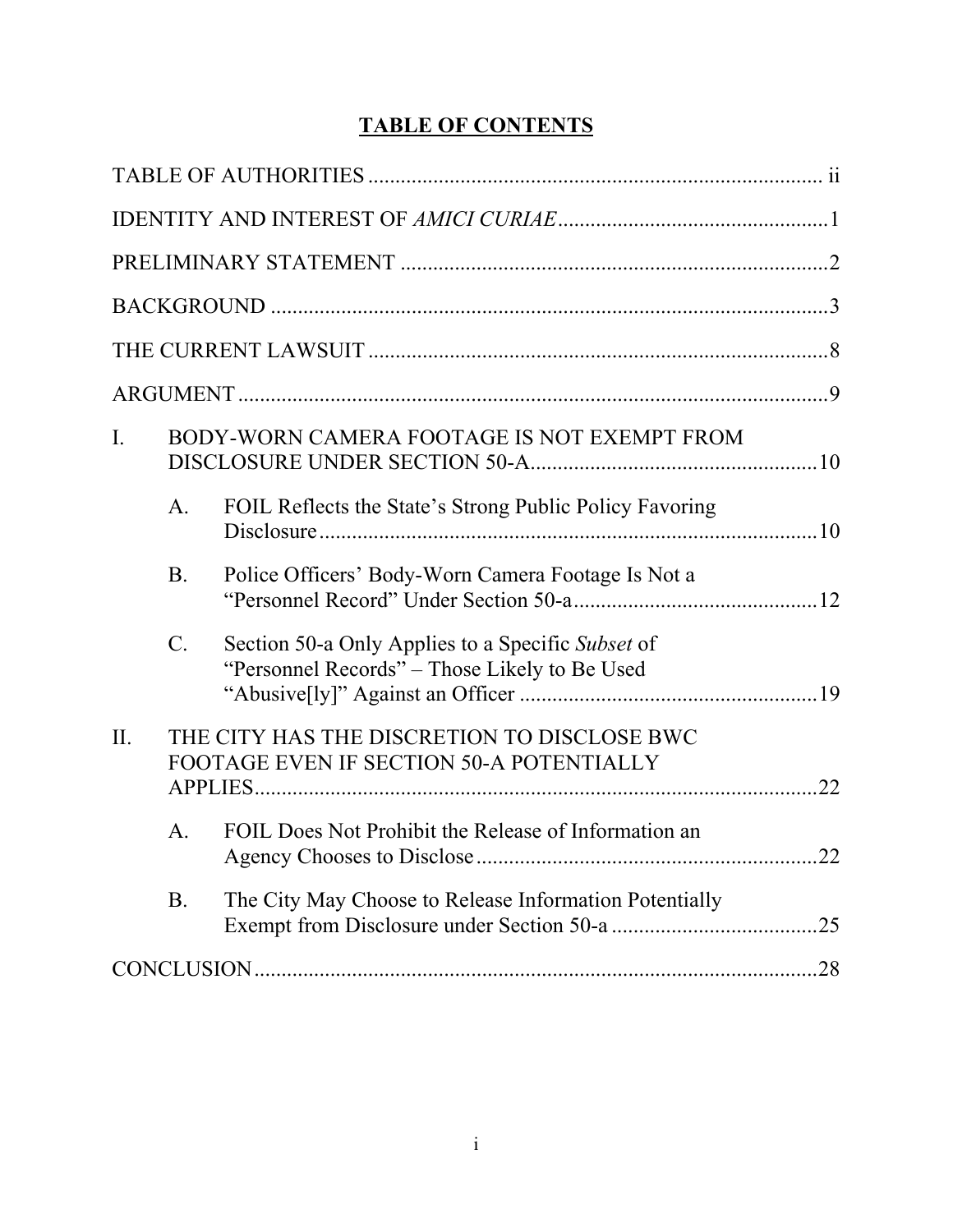# TABLE OF CONTENTS

TABLE OF AUTHORITIES .................................................................................... ii

IDENTITY AND INTEREST OF *AMICI CURIAE* ..................................................1

PRELIMINARY STATEMENT ...............................................................................2

BACKGROUND .......................................................................................................3

THE CURRENT LAWSUIT .....................................................................................8

ARGUMENT .............................................................................................................9

I. BODY-WORN CAMERA FOOTAGE IS NOT EXEMPT FROM DISCLOSURE UNDER SECTION 50-A.....................................................10

   A. FOIL Reflects the State's Strong Public Policy Favoring Disclosure.............................................................................................10

   B. Police Officers' Body-Worn Camera Footage Is Not a "Personnel Record" Under Section 50-a.............................................12

   C. Section 50-a Only Applies to a Specific *Subset* of "Personnel Records" – Those Likely to Be Used "Abusive[ly]" Against an Officer .......................................................19

II. THE CITY HAS THE DISCRETION TO DISCLOSE BWC FOOTAGE EVEN IF SECTION 50-A POTENTIALLY APPLIES.........................................................................................................22

   A. FOIL Does Not Prohibit the Release of Information an Agency Chooses to Disclose................................................................22

   B. The City May Choose to Release Information Potentially Exempt from Disclosure under Section 50-a .......................................25

CONCLUSION.........................................................................................................28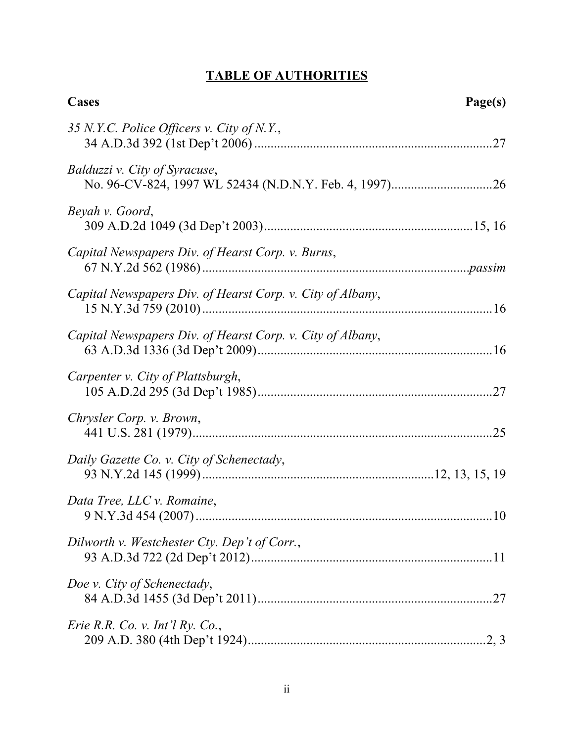# TABLE OF AUTHORITIES

**Cases** **Page(s)**

*35 N.Y.C. Police Officers v. City of N.Y.*,
34 A.D.3d 392 (1st Dep't 2006) ........................................................................27

*Balduzzi v. City of Syracuse*,
No. 96-CV-824, 1997 WL 52434 (N.D.N.Y. Feb. 4, 1997)...............................26

*Beyah v. Goord*,
309 A.D.2d 1049 (3d Dep't 2003)...............................................................15, 16

*Capital Newspapers Div. of Hearst Corp. v. Burns*,
67 N.Y.2d 562 (1986) ................................................................................*passim*

*Capital Newspapers Div. of Hearst Corp. v. City of Albany*,
15 N.Y.3d 759 (2010) .........................................................................................16

*Capital Newspapers Div. of Hearst Corp. v. City of Albany*,
63 A.D.3d 1336 (3d Dep't 2009)........................................................................16

*Carpenter v. City of Plattsburgh*,
105 A.D.2d 295 (3d Dep't 1985)........................................................................27

*Chrysler Corp. v. Brown*,
441 U.S. 281 (1979)............................................................................................25

*Daily Gazette Co. v. City of Schenectady*,
93 N.Y.2d 145 (1999) .......................................................................12, 13, 15, 19

*Data Tree, LLC v. Romaine*,
9 N.Y.3d 454 (2007) ...........................................................................................10

*Dilworth v. Westchester Cty. Dep't of Corr.*,
93 A.D.3d 722 (2d Dep't 2012)..........................................................................11

*Doe v. City of Schenectady*,
84 A.D.3d 1455 (3d Dep't 2011)........................................................................27

*Erie R.R. Co. v. Int'l Ry. Co.*,
209 A.D. 380 (4th Dep't 1924).........................................................................2, 3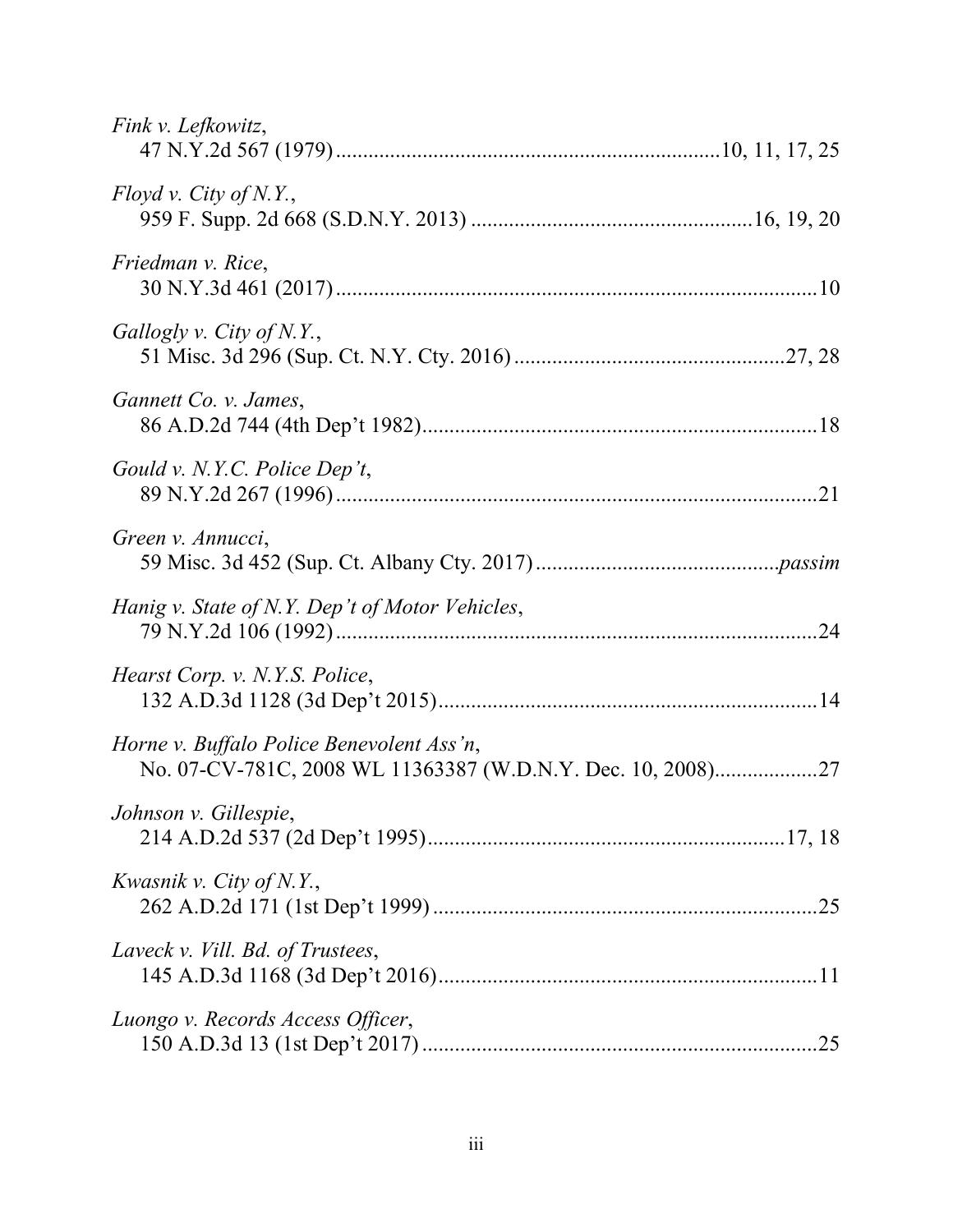*Fink v. Lefkowitz*,
47 N.Y.2d 567 (1979) ....................................................................10, 11, 17, 25

*Floyd v. City of N.Y.*,
959 F. Supp. 2d 668 (S.D.N.Y. 2013) ..................................................16, 19, 20

*Friedman v. Rice*,
30 N.Y.3d 461 (2017) .......................................................................................10

*Gallogly v. City of N.Y.*,
51 Misc. 3d 296 (Sup. Ct. N.Y. Cty. 2016) .................................................27, 28

*Gannett Co. v. James*,
86 A.D.2d 744 (4th Dep't 1982) .......................................................................18

*Gould v. N.Y.C. Police Dep't*,
89 N.Y.2d 267 (1996) .......................................................................................21

*Green v. Annucci*,
59 Misc. 3d 452 (Sup. Ct. Albany Cty. 2017) ...........................................*passim*

*Hanig v. State of N.Y. Dep't of Motor Vehicles*,
79 N.Y.2d 106 (1992) .......................................................................................24

*Hearst Corp. v. N.Y.S. Police*,
132 A.D.3d 1128 (3d Dep't 2015) ....................................................................14

*Horne v. Buffalo Police Benevolent Ass'n*,
No. 07-CV-781C, 2008 WL 11363387 (W.D.N.Y. Dec. 10, 2008) ..................27

*Johnson v. Gillespie*,
214 A.D.2d 537 (2d Dep't 1995) ................................................................17, 18

*Kwasnik v. City of N.Y.*,
262 A.D.2d 171 (1st Dep't 1999) .....................................................................25

*Laveck v. Vill. Bd. of Trustees*,
145 A.D.3d 1168 (3d Dep't 2016) ....................................................................11

*Luongo v. Records Access Officer*,
150 A.D.3d 13 (1st Dep't 2017) .......................................................................25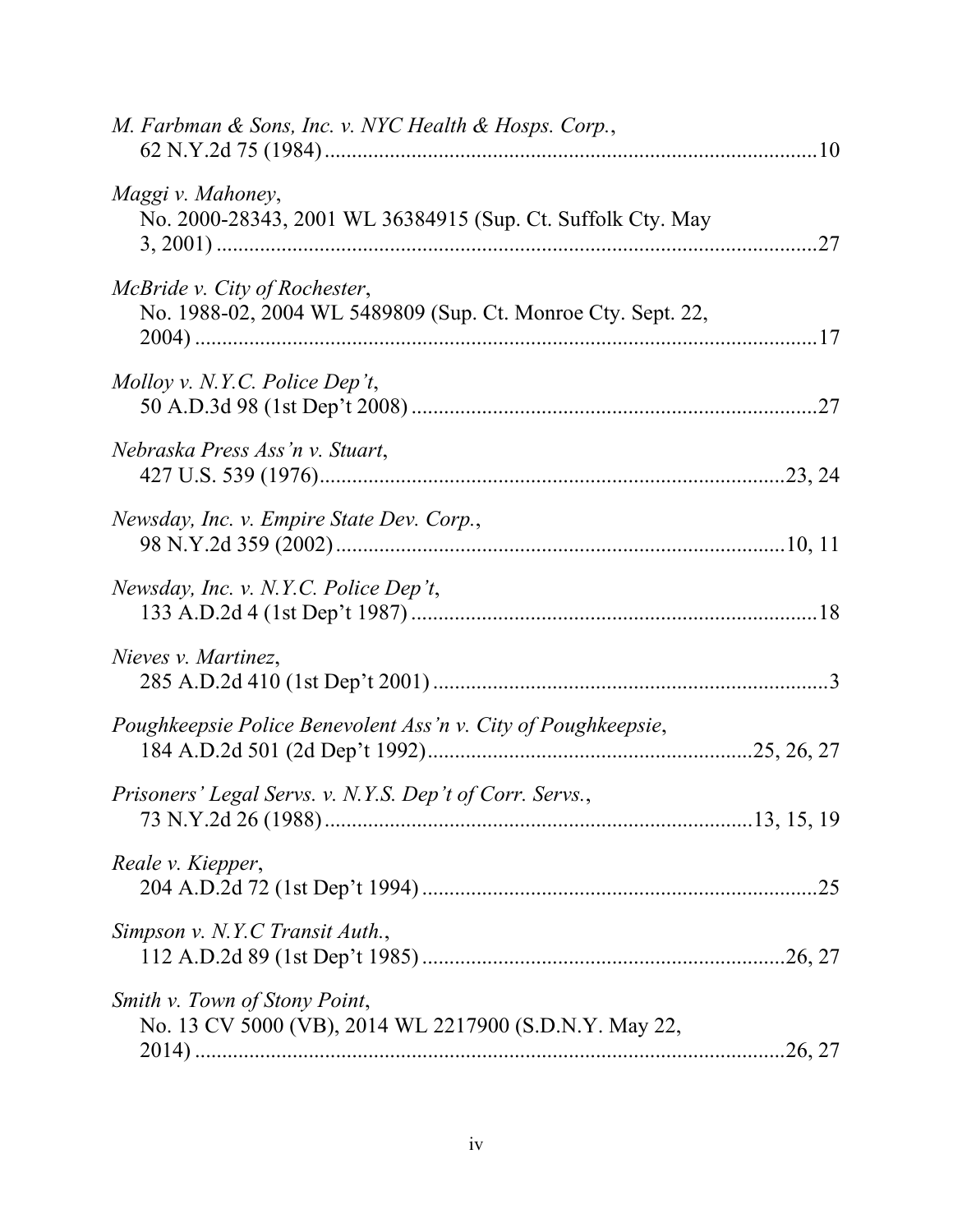*M. Farbman & Sons, Inc. v. NYC Health & Hosps. Corp.*, 62 N.Y.2d 75 (1984) .......... 10

*Maggi v. Mahoney*, No. 2000-28343, 2001 WL 36384915 (Sup. Ct. Suffolk Cty. May 3, 2001) .......... 27

*McBride v. City of Rochester*, No. 1988-02, 2004 WL 5489809 (Sup. Ct. Monroe Cty. Sept. 22, 2004) .......... 17

*Molloy v. N.Y.C. Police Dep't*, 50 A.D.3d 98 (1st Dep't 2008) .......... 27

*Nebraska Press Ass'n v. Stuart*, 427 U.S. 539 (1976) .......... 23, 24

*Newsday, Inc. v. Empire State Dev. Corp.*, 98 N.Y.2d 359 (2002) .......... 10, 11

*Newsday, Inc. v. N.Y.C. Police Dep't*, 133 A.D.2d 4 (1st Dep't 1987) .......... 18

*Nieves v. Martinez*, 285 A.D.2d 410 (1st Dep't 2001) .......... 3

*Poughkeepsie Police Benevolent Ass'n v. City of Poughkeepsie*, 184 A.D.2d 501 (2d Dep't 1992) .......... 25, 26, 27

*Prisoners' Legal Servs. v. N.Y.S. Dep't of Corr. Servs.*, 73 N.Y.2d 26 (1988) .......... 13, 15, 19

*Reale v. Kiepper*, 204 A.D.2d 72 (1st Dep't 1994) .......... 25

*Simpson v. N.Y.C Transit Auth.*, 112 A.D.2d 89 (1st Dep't 1985) .......... 26, 27

*Smith v. Town of Stony Point*, No. 13 CV 5000 (VB), 2014 WL 2217900 (S.D.N.Y. May 22, 2014) .......... 26, 27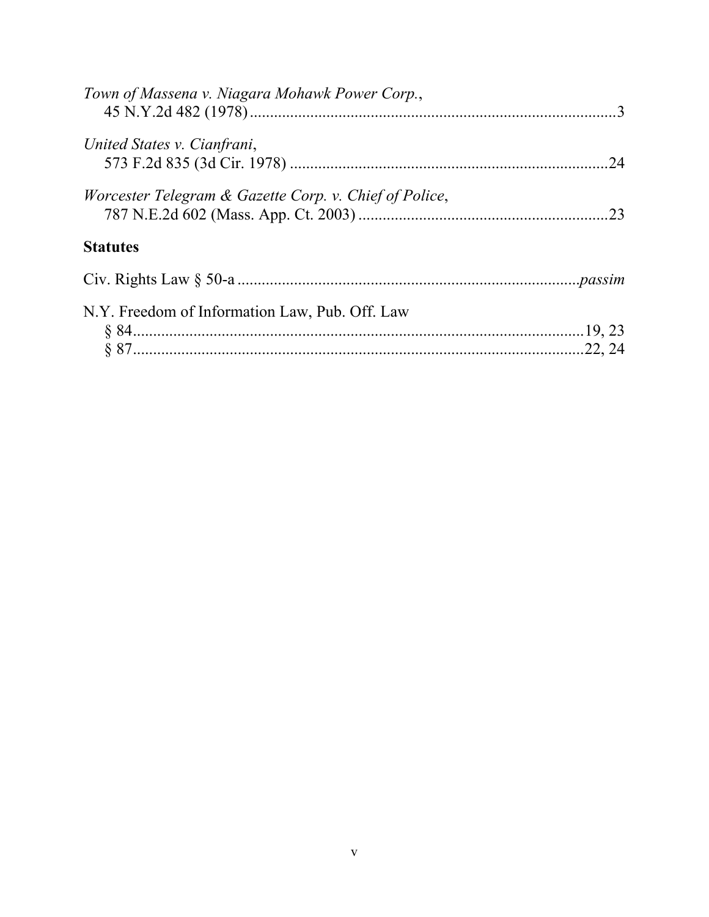*Town of Massena v. Niagara Mohawk Power Corp.*,
45 N.Y.2d 482 (1978) ..........................................................................................3

*United States v. Cianfrani*,
573 F.2d 835 (3d Cir. 1978) ..............................................................................24

*Worcester Telegram & Gazette Corp. v. Chief of Police*,
787 N.E.2d 602 (Mass. App. Ct. 2003) .............................................................23

**Statutes**

Civ. Rights Law § 50-a ....................................................................................*passim*

N.Y. Freedom of Information Law, Pub. Off. Law
§ 84................................................................................................................19, 23
§ 87................................................................................................................22, 24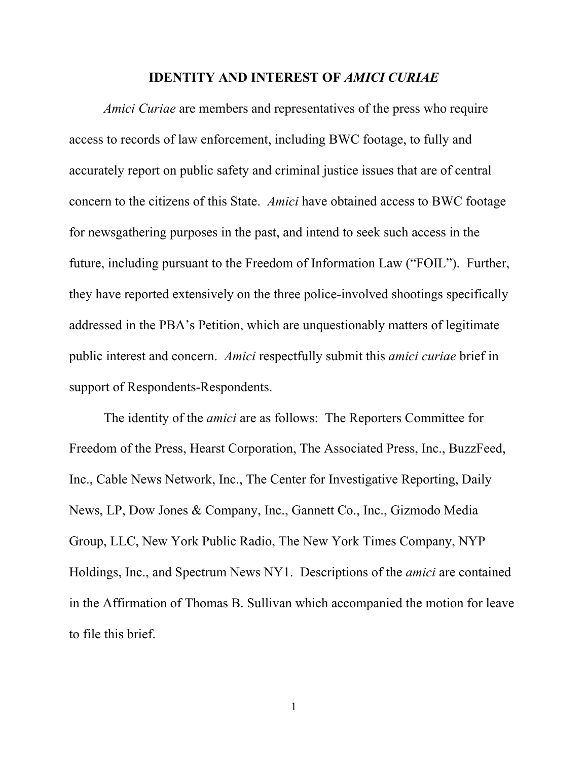## IDENTITY AND INTEREST OF *AMICI CURIAE*

*Amici Curiae* are members and representatives of the press who require access to records of law enforcement, including BWC footage, to fully and accurately report on public safety and criminal justice issues that are of central concern to the citizens of this State. *Amici* have obtained access to BWC footage for newsgathering purposes in the past, and intend to seek such access in the future, including pursuant to the Freedom of Information Law ("FOIL"). Further, they have reported extensively on the three police-involved shootings specifically addressed in the PBA's Petition, which are unquestionably matters of legitimate public interest and concern. *Amici* respectfully submit this *amici curiae* brief in support of Respondents-Respondents.

The identity of the *amici* are as follows: The Reporters Committee for Freedom of the Press, Hearst Corporation, The Associated Press, Inc., BuzzFeed, Inc., Cable News Network, Inc., The Center for Investigative Reporting, Daily News, LP, Dow Jones & Company, Inc., Gannett Co., Inc., Gizmodo Media Group, LLC, New York Public Radio, The New York Times Company, NYP Holdings, Inc., and Spectrum News NY1. Descriptions of the *amici* are contained in the Affirmation of Thomas B. Sullivan which accompanied the motion for leave to file this brief.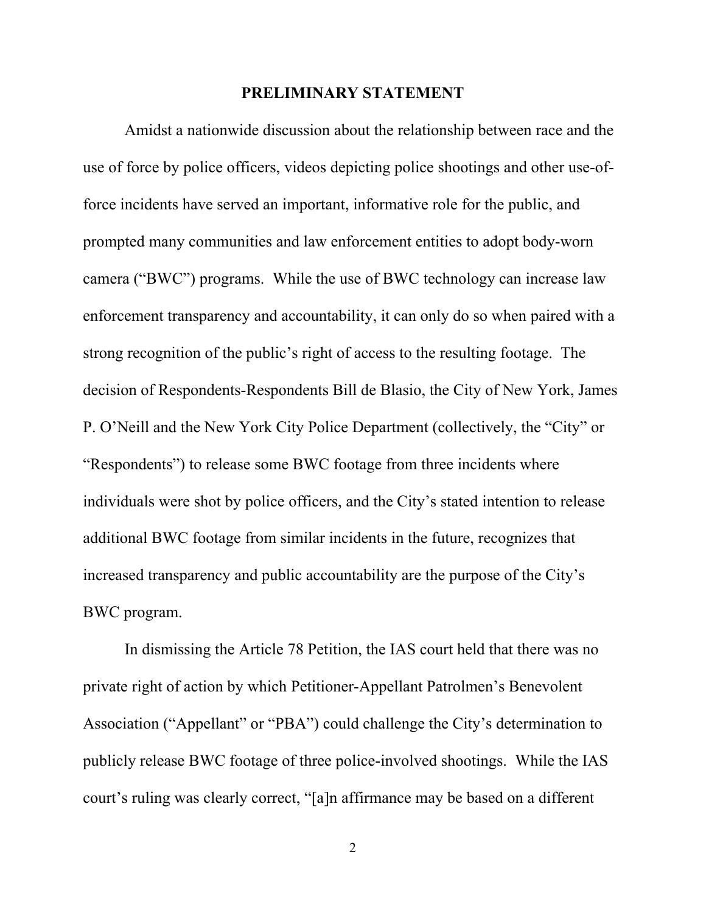## PRELIMINARY STATEMENT

Amidst a nationwide discussion about the relationship between race and the use of force by police officers, videos depicting police shootings and other use-of-force incidents have served an important, informative role for the public, and prompted many communities and law enforcement entities to adopt body-worn camera ("BWC") programs. While the use of BWC technology can increase law enforcement transparency and accountability, it can only do so when paired with a strong recognition of the public's right of access to the resulting footage. The decision of Respondents-Respondents Bill de Blasio, the City of New York, James P. O'Neill and the New York City Police Department (collectively, the "City" or "Respondents") to release some BWC footage from three incidents where individuals were shot by police officers, and the City's stated intention to release additional BWC footage from similar incidents in the future, recognizes that increased transparency and public accountability are the purpose of the City's BWC program.

In dismissing the Article 78 Petition, the IAS court held that there was no private right of action by which Petitioner-Appellant Patrolmen's Benevolent Association ("Appellant" or "PBA") could challenge the City's determination to publicly release BWC footage of three police-involved shootings. While the IAS court's ruling was clearly correct, "[a]n affirmance may be based on a different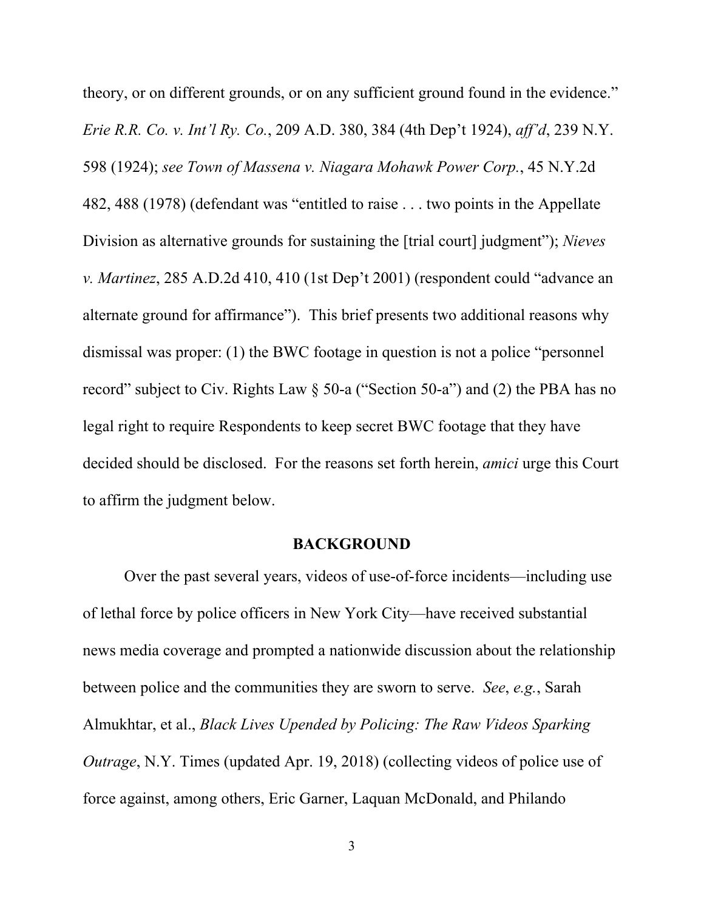theory, or on different grounds, or on any sufficient ground found in the evidence." *Erie R.R. Co. v. Int'l Ry. Co.*, 209 A.D. 380, 384 (4th Dep't 1924), *aff'd*, 239 N.Y. 598 (1924); *see Town of Massena v. Niagara Mohawk Power Corp.*, 45 N.Y.2d 482, 488 (1978) (defendant was "entitled to raise . . . two points in the Appellate Division as alternative grounds for sustaining the [trial court] judgment"); *Nieves v. Martinez*, 285 A.D.2d 410, 410 (1st Dep't 2001) (respondent could "advance an alternate ground for affirmance"). This brief presents two additional reasons why dismissal was proper: (1) the BWC footage in question is not a police "personnel record" subject to Civ. Rights Law § 50-a ("Section 50-a") and (2) the PBA has no legal right to require Respondents to keep secret BWC footage that they have decided should be disclosed. For the reasons set forth herein, *amici* urge this Court to affirm the judgment below.

## BACKGROUND

Over the past several years, videos of use-of-force incidents—including use of lethal force by police officers in New York City—have received substantial news media coverage and prompted a nationwide discussion about the relationship between police and the communities they are sworn to serve. *See*, *e.g.*, Sarah Almukhtar, et al., *Black Lives Upended by Policing: The Raw Videos Sparking Outrage*, N.Y. Times (updated Apr. 19, 2018) (collecting videos of police use of force against, among others, Eric Garner, Laquan McDonald, and Philando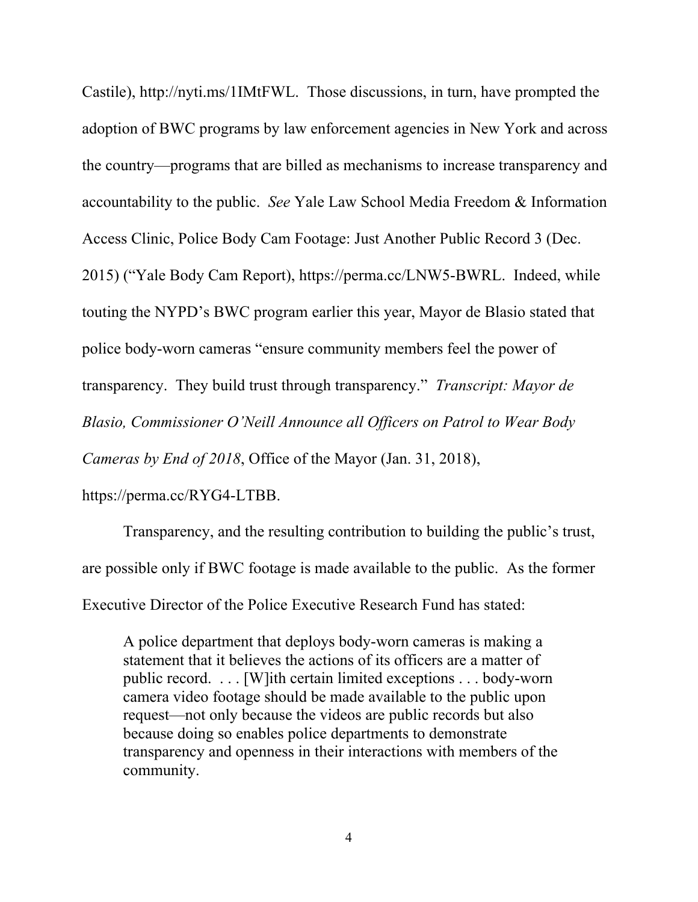Castile), http://nyti.ms/1IMtFWL. Those discussions, in turn, have prompted the adoption of BWC programs by law enforcement agencies in New York and across the country—programs that are billed as mechanisms to increase transparency and accountability to the public. *See* Yale Law School Media Freedom & Information Access Clinic, Police Body Cam Footage: Just Another Public Record 3 (Dec. 2015) ("Yale Body Cam Report), https://perma.cc/LNW5-BWRL. Indeed, while touting the NYPD's BWC program earlier this year, Mayor de Blasio stated that police body-worn cameras "ensure community members feel the power of transparency. They build trust through transparency." *Transcript: Mayor de Blasio, Commissioner O'Neill Announce all Officers on Patrol to Wear Body Cameras by End of 2018*, Office of the Mayor (Jan. 31, 2018), https://perma.cc/RYG4-LTBB.

Transparency, and the resulting contribution to building the public's trust, are possible only if BWC footage is made available to the public. As the former Executive Director of the Police Executive Research Fund has stated:

> A police department that deploys body-worn cameras is making a statement that it believes the actions of its officers are a matter of public record. . . . [W]ith certain limited exceptions . . . body-worn camera video footage should be made available to the public upon request—not only because the videos are public records but also because doing so enables police departments to demonstrate transparency and openness in their interactions with members of the community.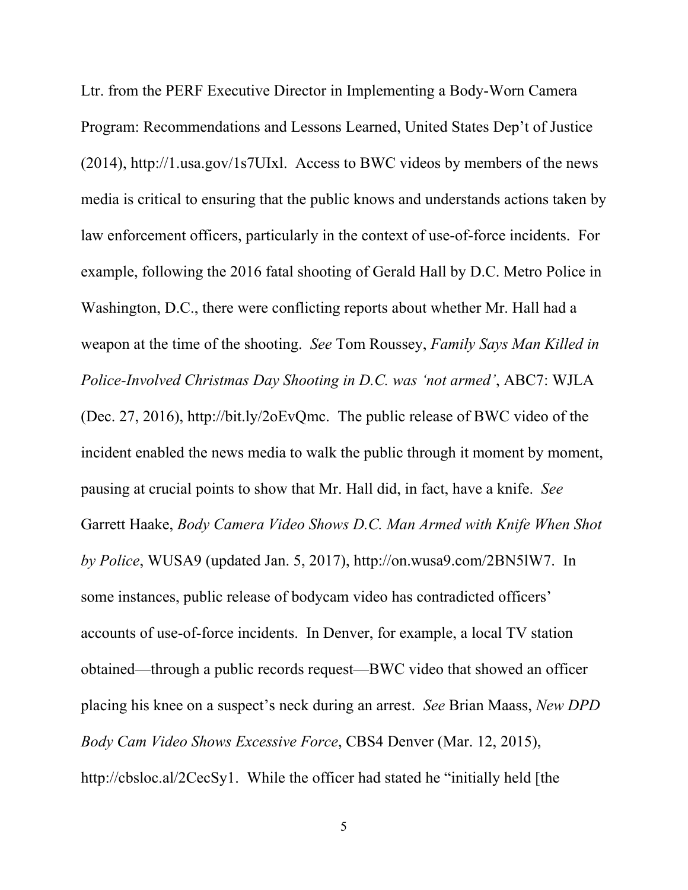Ltr. from the PERF Executive Director in Implementing a Body-Worn Camera Program: Recommendations and Lessons Learned, United States Dep't of Justice (2014), http://1.usa.gov/1s7UIxl. Access to BWC videos by members of the news media is critical to ensuring that the public knows and understands actions taken by law enforcement officers, particularly in the context of use-of-force incidents. For example, following the 2016 fatal shooting of Gerald Hall by D.C. Metro Police in Washington, D.C., there were conflicting reports about whether Mr. Hall had a weapon at the time of the shooting. *See* Tom Roussey, *Family Says Man Killed in Police-Involved Christmas Day Shooting in D.C. was 'not armed'*, ABC7: WJLA (Dec. 27, 2016), http://bit.ly/2oEvQmc. The public release of BWC video of the incident enabled the news media to walk the public through it moment by moment, pausing at crucial points to show that Mr. Hall did, in fact, have a knife. *See* Garrett Haake, *Body Camera Video Shows D.C. Man Armed with Knife When Shot by Police*, WUSA9 (updated Jan. 5, 2017), http://on.wusa9.com/2BN5lW7. In some instances, public release of bodycam video has contradicted officers' accounts of use-of-force incidents. In Denver, for example, a local TV station obtained—through a public records request—BWC video that showed an officer placing his knee on a suspect's neck during an arrest. *See* Brian Maass, *New DPD Body Cam Video Shows Excessive Force*, CBS4 Denver (Mar. 12, 2015), http://cbsloc.al/2CecSy1. While the officer had stated he "initially held [the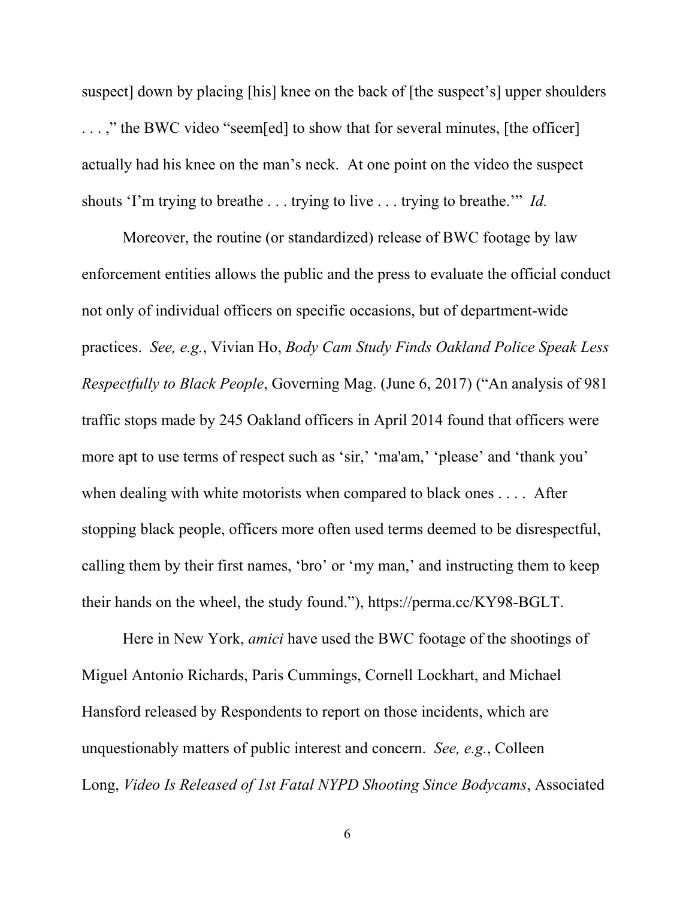suspect] down by placing [his] knee on the back of [the suspect's] upper shoulders . . . ," the BWC video "seem[ed] to show that for several minutes, [the officer] actually had his knee on the man's neck. At one point on the video the suspect shouts 'I'm trying to breathe . . . trying to live . . . trying to breathe.'" *Id.*

Moreover, the routine (or standardized) release of BWC footage by law enforcement entities allows the public and the press to evaluate the official conduct not only of individual officers on specific occasions, but of department-wide practices. *See, e.g.*, Vivian Ho, *Body Cam Study Finds Oakland Police Speak Less Respectfully to Black People*, Governing Mag. (June 6, 2017) ("An analysis of 981 traffic stops made by 245 Oakland officers in April 2014 found that officers were more apt to use terms of respect such as 'sir,' 'ma'am,' 'please' and 'thank you' when dealing with white motorists when compared to black ones . . . . After stopping black people, officers more often used terms deemed to be disrespectful, calling them by their first names, 'bro' or 'my man,' and instructing them to keep their hands on the wheel, the study found."), https://perma.cc/KY98-BGLT.

Here in New York, *amici* have used the BWC footage of the shootings of Miguel Antonio Richards, Paris Cummings, Cornell Lockhart, and Michael Hansford released by Respondents to report on those incidents, which are unquestionably matters of public interest and concern. *See, e.g.*, Colleen Long, *Video Is Released of 1st Fatal NYPD Shooting Since Bodycams*, Associated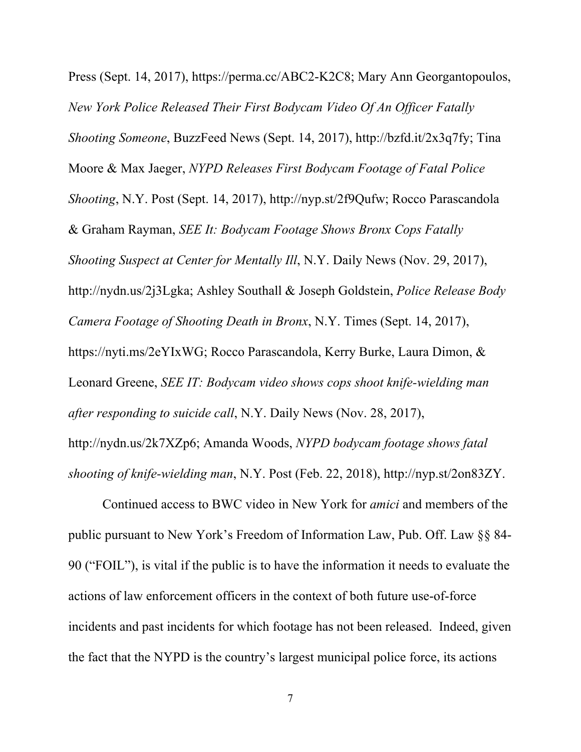Press (Sept. 14, 2017), https://perma.cc/ABC2-K2C8; Mary Ann Georgantopoulos, *New York Police Released Their First Bodycam Video Of An Officer Fatally Shooting Someone*, BuzzFeed News (Sept. 14, 2017), http://bzfd.it/2x3q7fy; Tina Moore & Max Jaeger, *NYPD Releases First Bodycam Footage of Fatal Police Shooting*, N.Y. Post (Sept. 14, 2017), http://nyp.st/2f9Qufw; Rocco Parascandola & Graham Rayman, *SEE It: Bodycam Footage Shows Bronx Cops Fatally Shooting Suspect at Center for Mentally Ill*, N.Y. Daily News (Nov. 29, 2017), http://nydn.us/2j3Lgka; Ashley Southall & Joseph Goldstein, *Police Release Body Camera Footage of Shooting Death in Bronx*, N.Y. Times (Sept. 14, 2017), https://nyti.ms/2eYIxWG; Rocco Parascandola, Kerry Burke, Laura Dimon, & Leonard Greene, *SEE IT: Bodycam video shows cops shoot knife-wielding man after responding to suicide call*, N.Y. Daily News (Nov. 28, 2017), http://nydn.us/2k7XZp6; Amanda Woods, *NYPD bodycam footage shows fatal shooting of knife-wielding man*, N.Y. Post (Feb. 22, 2018), http://nyp.st/2on83ZY.

Continued access to BWC video in New York for *amici* and members of the public pursuant to New York's Freedom of Information Law, Pub. Off. Law §§ 84-90 ("FOIL"), is vital if the public is to have the information it needs to evaluate the actions of law enforcement officers in the context of both future use-of-force incidents and past incidents for which footage has not been released. Indeed, given the fact that the NYPD is the country's largest municipal police force, its actions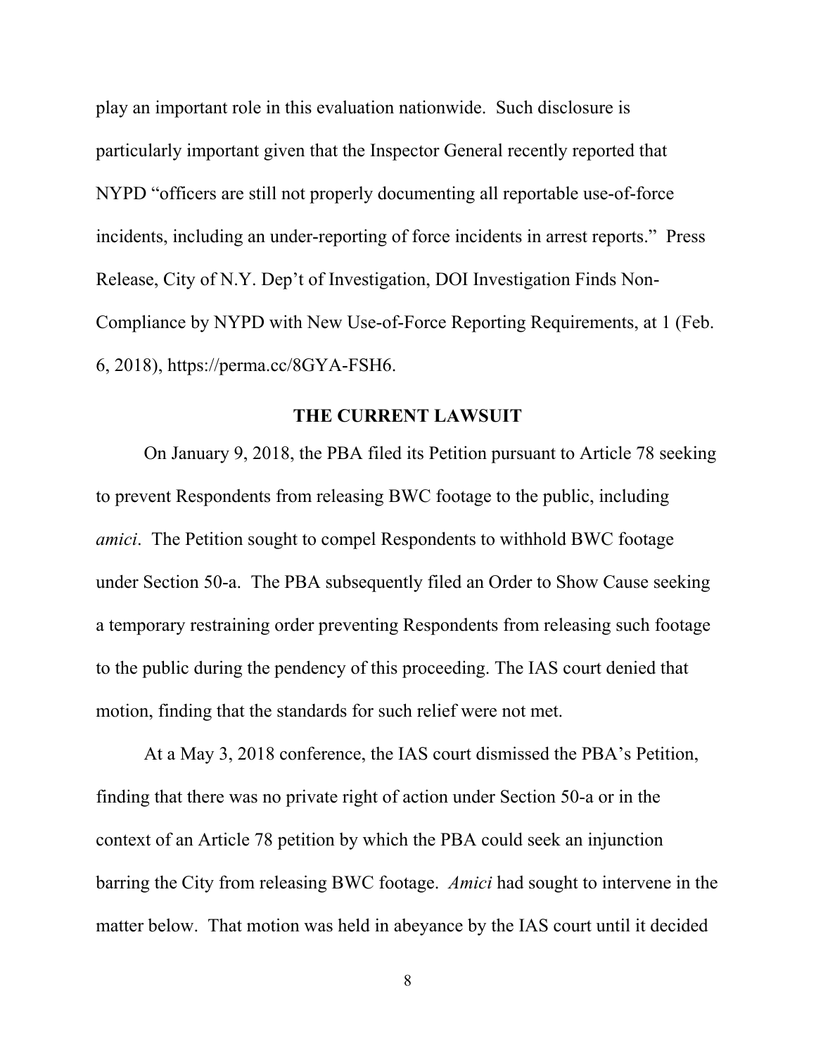play an important role in this evaluation nationwide. Such disclosure is particularly important given that the Inspector General recently reported that NYPD "officers are still not properly documenting all reportable use-of-force incidents, including an under-reporting of force incidents in arrest reports." Press Release, City of N.Y. Dep't of Investigation, DOI Investigation Finds Non-Compliance by NYPD with New Use-of-Force Reporting Requirements, at 1 (Feb. 6, 2018), https://perma.cc/8GYA-FSH6.

## THE CURRENT LAWSUIT

On January 9, 2018, the PBA filed its Petition pursuant to Article 78 seeking to prevent Respondents from releasing BWC footage to the public, including *amici*. The Petition sought to compel Respondents to withhold BWC footage under Section 50-a. The PBA subsequently filed an Order to Show Cause seeking a temporary restraining order preventing Respondents from releasing such footage to the public during the pendency of this proceeding. The IAS court denied that motion, finding that the standards for such relief were not met.

At a May 3, 2018 conference, the IAS court dismissed the PBA's Petition, finding that there was no private right of action under Section 50-a or in the context of an Article 78 petition by which the PBA could seek an injunction barring the City from releasing BWC footage. *Amici* had sought to intervene in the matter below. That motion was held in abeyance by the IAS court until it decided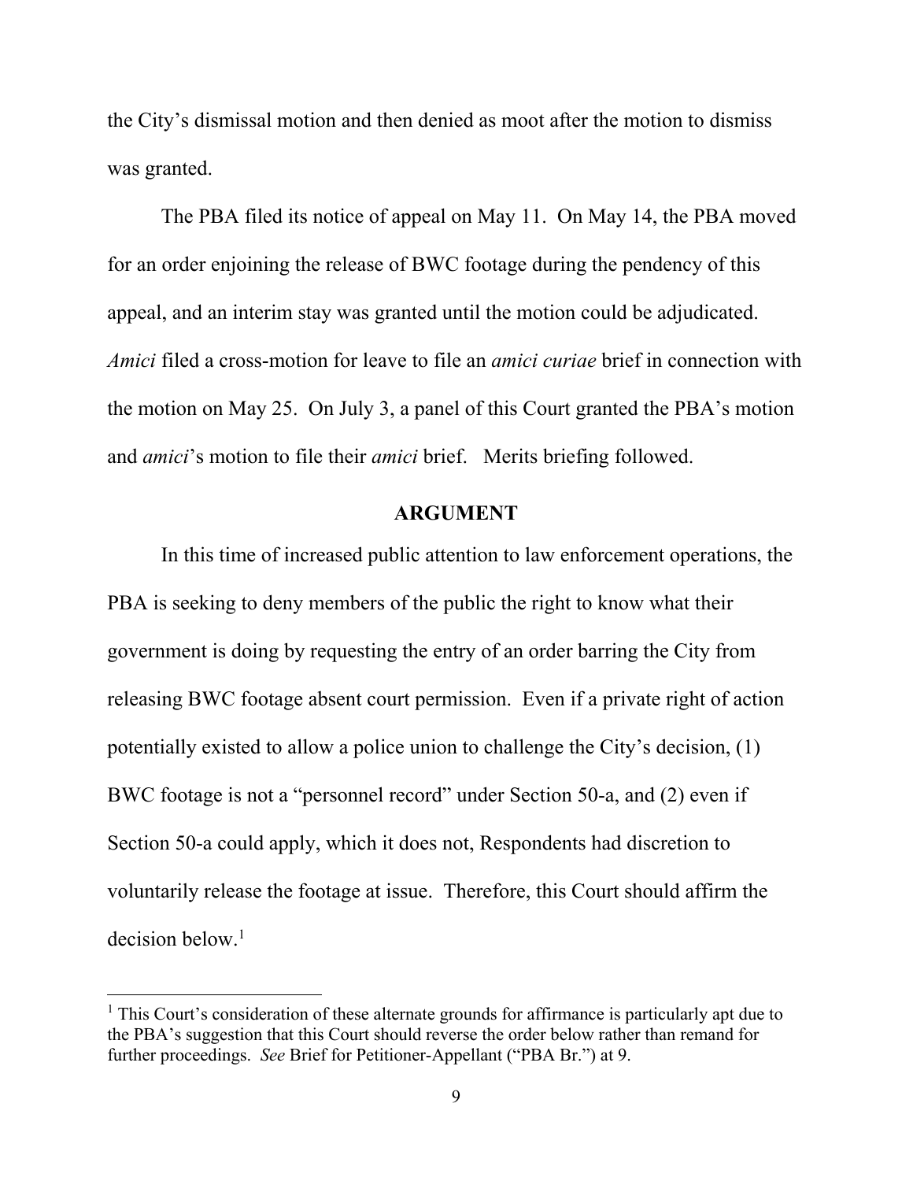the City's dismissal motion and then denied as moot after the motion to dismiss was granted.

The PBA filed its notice of appeal on May 11. On May 14, the PBA moved for an order enjoining the release of BWC footage during the pendency of this appeal, and an interim stay was granted until the motion could be adjudicated. *Amici* filed a cross-motion for leave to file an *amici curiae* brief in connection with the motion on May 25. On July 3, a panel of this Court granted the PBA's motion and *amici*'s motion to file their *amici* brief. Merits briefing followed.

## ARGUMENT

In this time of increased public attention to law enforcement operations, the PBA is seeking to deny members of the public the right to know what their government is doing by requesting the entry of an order barring the City from releasing BWC footage absent court permission. Even if a private right of action potentially existed to allow a police union to challenge the City's decision, (1) BWC footage is not a "personnel record" under Section 50-a, and (2) even if Section 50-a could apply, which it does not, Respondents had discretion to voluntarily release the footage at issue. Therefore, this Court should affirm the decision below.[1]

[1] This Court's consideration of these alternate grounds for affirmance is particularly apt due to the PBA's suggestion that this Court should reverse the order below rather than remand for further proceedings. *See* Brief for Petitioner-Appellant ("PBA Br.") at 9.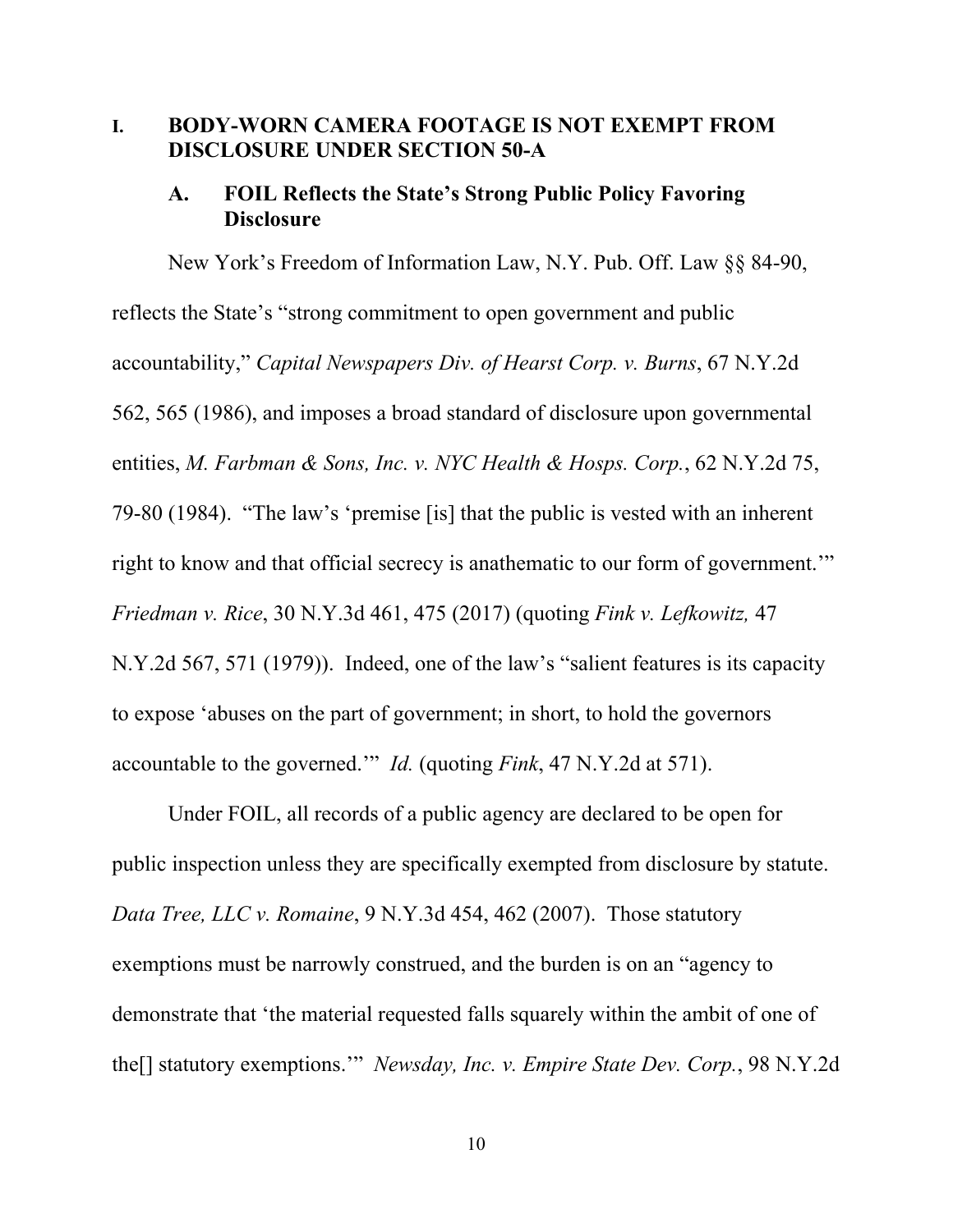## I. BODY-WORN CAMERA FOOTAGE IS NOT EXEMPT FROM DISCLOSURE UNDER SECTION 50-A

### A. FOIL Reflects the State's Strong Public Policy Favoring Disclosure

New York's Freedom of Information Law, N.Y. Pub. Off. Law §§ 84-90, reflects the State's "strong commitment to open government and public accountability," *Capital Newspapers Div. of Hearst Corp. v. Burns*, 67 N.Y.2d 562, 565 (1986), and imposes a broad standard of disclosure upon governmental entities, *M. Farbman & Sons, Inc. v. NYC Health & Hosps. Corp.*, 62 N.Y.2d 75, 79-80 (1984). "The law's 'premise [is] that the public is vested with an inherent right to know and that official secrecy is anathematic to our form of government.'" *Friedman v. Rice*, 30 N.Y.3d 461, 475 (2017) (quoting *Fink v. Lefkowitz,* 47 N.Y.2d 567, 571 (1979)). Indeed, one of the law's "salient features is its capacity to expose 'abuses on the part of government; in short, to hold the governors accountable to the governed.'" *Id.* (quoting *Fink*, 47 N.Y.2d at 571).

Under FOIL, all records of a public agency are declared to be open for public inspection unless they are specifically exempted from disclosure by statute. *Data Tree, LLC v. Romaine*, 9 N.Y.3d 454, 462 (2007). Those statutory exemptions must be narrowly construed, and the burden is on an "agency to demonstrate that 'the material requested falls squarely within the ambit of one of the[] statutory exemptions.'" *Newsday, Inc. v. Empire State Dev. Corp.*, 98 N.Y.2d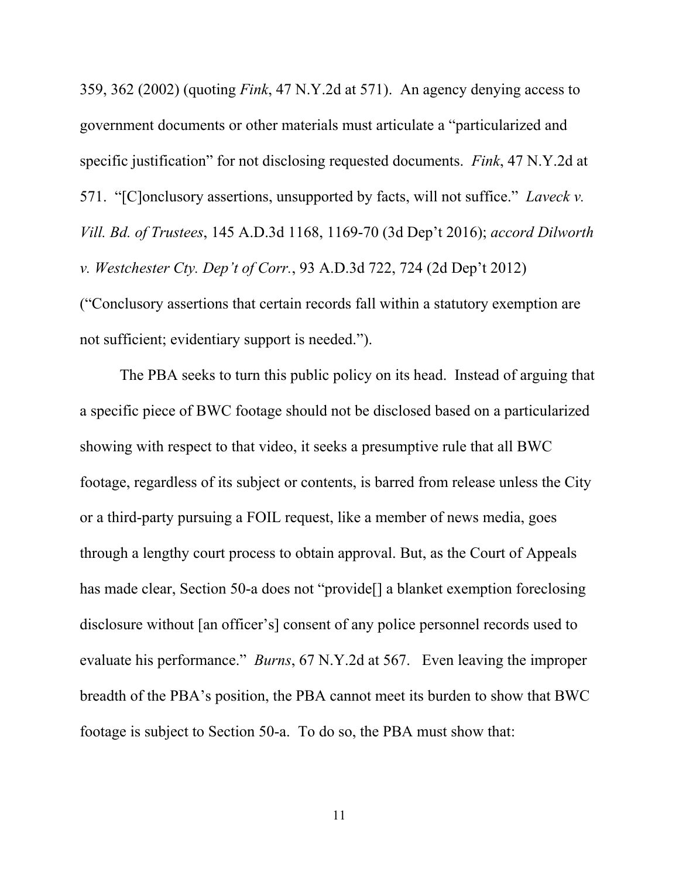359, 362 (2002) (quoting *Fink*, 47 N.Y.2d at 571). An agency denying access to government documents or other materials must articulate a "particularized and specific justification" for not disclosing requested documents. *Fink*, 47 N.Y.2d at 571. "[C]onclusory assertions, unsupported by facts, will not suffice." *Laveck v. Vill. Bd. of Trustees*, 145 A.D.3d 1168, 1169-70 (3d Dep't 2016); *accord Dilworth v. Westchester Cty. Dep't of Corr.*, 93 A.D.3d 722, 724 (2d Dep't 2012) ("Conclusory assertions that certain records fall within a statutory exemption are not sufficient; evidentiary support is needed.").

The PBA seeks to turn this public policy on its head. Instead of arguing that a specific piece of BWC footage should not be disclosed based on a particularized showing with respect to that video, it seeks a presumptive rule that all BWC footage, regardless of its subject or contents, is barred from release unless the City or a third-party pursuing a FOIL request, like a member of news media, goes through a lengthy court process to obtain approval. But, as the Court of Appeals has made clear, Section 50-a does not "provide[] a blanket exemption foreclosing disclosure without [an officer's] consent of any police personnel records used to evaluate his performance." *Burns*, 67 N.Y.2d at 567. Even leaving the improper breadth of the PBA's position, the PBA cannot meet its burden to show that BWC footage is subject to Section 50-a. To do so, the PBA must show that: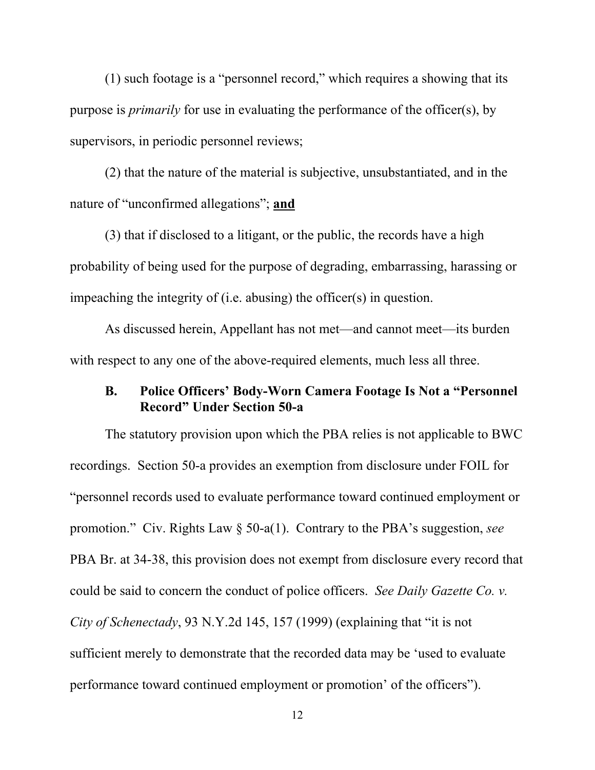(1) such footage is a "personnel record," which requires a showing that its purpose is *primarily* for use in evaluating the performance of the officer(s), by supervisors, in periodic personnel reviews;

(2) that the nature of the material is subjective, unsubstantiated, and in the nature of "unconfirmed allegations"; **<u>and</u>**

(3) that if disclosed to a litigant, or the public, the records have a high probability of being used for the purpose of degrading, embarrassing, harassing or impeaching the integrity of (i.e. abusing) the officer(s) in question.

As discussed herein, Appellant has not met—and cannot meet—its burden with respect to any one of the above-required elements, much less all three.

### B. Police Officers' Body-Worn Camera Footage Is Not a "Personnel Record" Under Section 50-a

The statutory provision upon which the PBA relies is not applicable to BWC recordings. Section 50-a provides an exemption from disclosure under FOIL for "personnel records used to evaluate performance toward continued employment or promotion." Civ. Rights Law § 50-a(1). Contrary to the PBA's suggestion, *see* PBA Br. at 34-38, this provision does not exempt from disclosure every record that could be said to concern the conduct of police officers. *See Daily Gazette Co. v. City of Schenectady*, 93 N.Y.2d 145, 157 (1999) (explaining that "it is not sufficient merely to demonstrate that the recorded data may be 'used to evaluate performance toward continued employment or promotion' of the officers").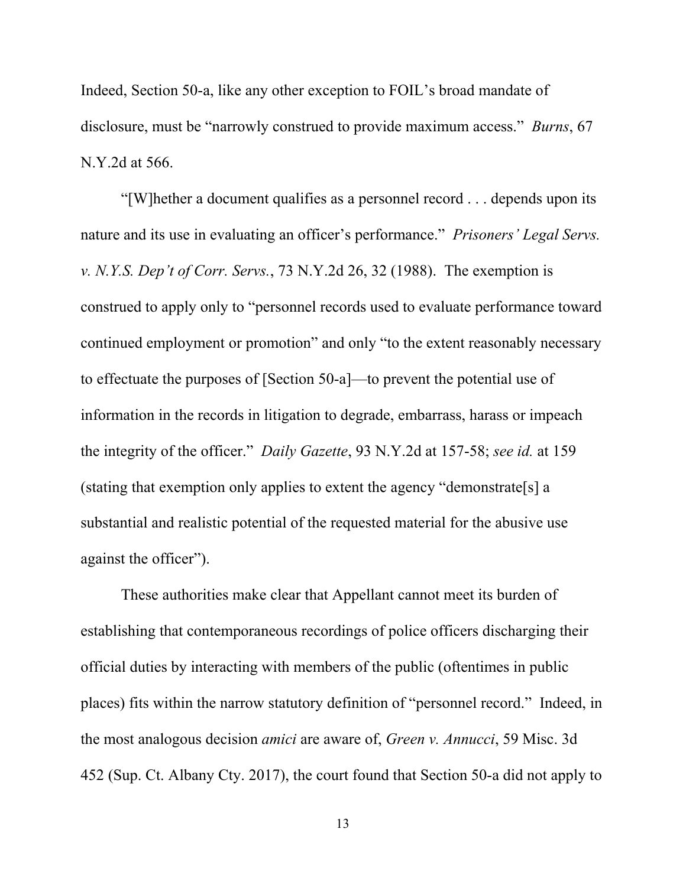Indeed, Section 50-a, like any other exception to FOIL's broad mandate of disclosure, must be "narrowly construed to provide maximum access." *Burns*, 67 N.Y.2d at 566.

"[W]hether a document qualifies as a personnel record . . . depends upon its nature and its use in evaluating an officer's performance." *Prisoners' Legal Servs. v. N.Y.S. Dep't of Corr. Servs.*, 73 N.Y.2d 26, 32 (1988). The exemption is construed to apply only to "personnel records used to evaluate performance toward continued employment or promotion" and only "to the extent reasonably necessary to effectuate the purposes of [Section 50-a]—to prevent the potential use of information in the records in litigation to degrade, embarrass, harass or impeach the integrity of the officer." *Daily Gazette*, 93 N.Y.2d at 157-58; *see id.* at 159 (stating that exemption only applies to extent the agency "demonstrate[s] a substantial and realistic potential of the requested material for the abusive use against the officer").

These authorities make clear that Appellant cannot meet its burden of establishing that contemporaneous recordings of police officers discharging their official duties by interacting with members of the public (oftentimes in public places) fits within the narrow statutory definition of "personnel record." Indeed, in the most analogous decision *amici* are aware of, *Green v. Annucci*, 59 Misc. 3d 452 (Sup. Ct. Albany Cty. 2017), the court found that Section 50-a did not apply to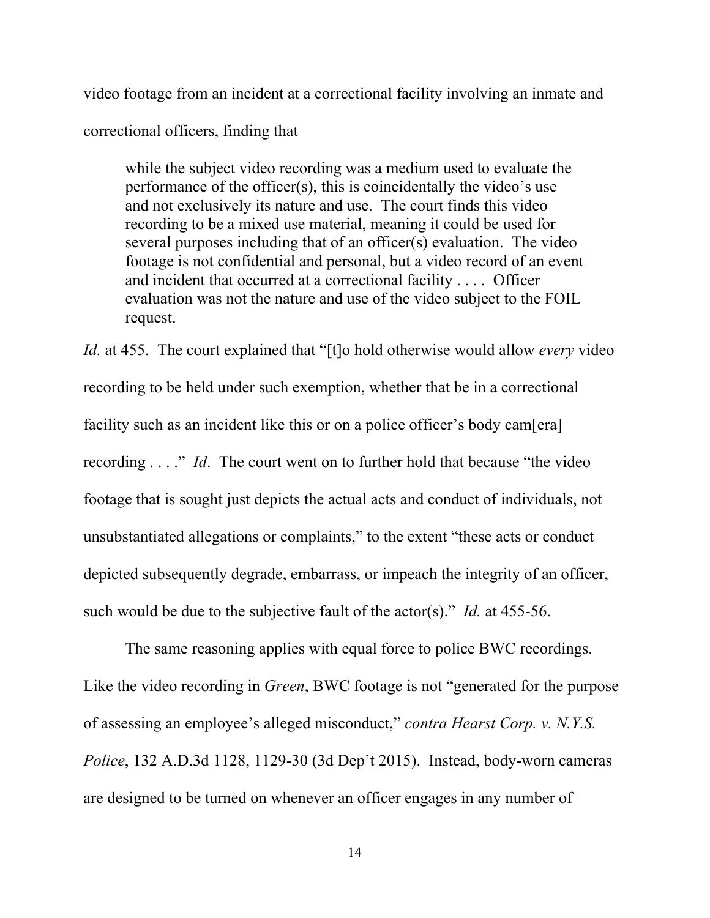video footage from an incident at a correctional facility involving an inmate and correctional officers, finding that

> while the subject video recording was a medium used to evaluate the performance of the officer(s), this is coincidentally the video's use and not exclusively its nature and use. The court finds this video recording to be a mixed use material, meaning it could be used for several purposes including that of an officer(s) evaluation. The video footage is not confidential and personal, but a video record of an event and incident that occurred at a correctional facility . . . . Officer evaluation was not the nature and use of the video subject to the FOIL request.

*Id.* at 455. The court explained that "[t]o hold otherwise would allow *every* video recording to be held under such exemption, whether that be in a correctional facility such as an incident like this or on a police officer's body cam[era] recording . . . ." *Id*. The court went on to further hold that because "the video footage that is sought just depicts the actual acts and conduct of individuals, not unsubstantiated allegations or complaints," to the extent "these acts or conduct depicted subsequently degrade, embarrass, or impeach the integrity of an officer, such would be due to the subjective fault of the actor(s)." *Id.* at 455-56.

The same reasoning applies with equal force to police BWC recordings. Like the video recording in *Green*, BWC footage is not "generated for the purpose of assessing an employee's alleged misconduct," *contra Hearst Corp. v. N.Y.S. Police*, 132 A.D.3d 1128, 1129-30 (3d Dep't 2015). Instead, body-worn cameras are designed to be turned on whenever an officer engages in any number of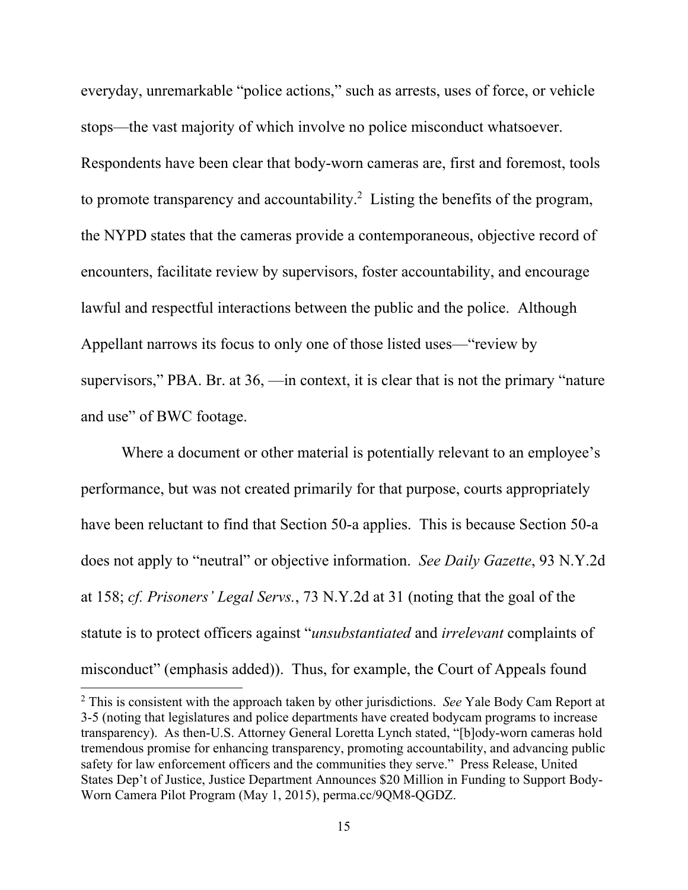everyday, unremarkable "police actions," such as arrests, uses of force, or vehicle stops—the vast majority of which involve no police misconduct whatsoever. Respondents have been clear that body-worn cameras are, first and foremost, tools to promote transparency and accountability.[2] Listing the benefits of the program, the NYPD states that the cameras provide a contemporaneous, objective record of encounters, facilitate review by supervisors, foster accountability, and encourage lawful and respectful interactions between the public and the police. Although Appellant narrows its focus to only one of those listed uses—"review by supervisors," PBA. Br. at 36, —in context, it is clear that is not the primary "nature and use" of BWC footage.

Where a document or other material is potentially relevant to an employee's performance, but was not created primarily for that purpose, courts appropriately have been reluctant to find that Section 50-a applies. This is because Section 50-a does not apply to "neutral" or objective information. *See Daily Gazette*, 93 N.Y.2d at 158; *cf. Prisoners' Legal Servs.*, 73 N.Y.2d at 31 (noting that the goal of the statute is to protect officers against "*unsubstantiated* and *irrelevant* complaints of misconduct" (emphasis added)). Thus, for example, the Court of Appeals found

---

[2] This is consistent with the approach taken by other jurisdictions. *See* Yale Body Cam Report at 3-5 (noting that legislatures and police departments have created bodycam programs to increase transparency). As then-U.S. Attorney General Loretta Lynch stated, "[b]ody-worn cameras hold tremendous promise for enhancing transparency, promoting accountability, and advancing public safety for law enforcement officers and the communities they serve." Press Release, United States Dep't of Justice, Justice Department Announces $20 Million in Funding to Support Body-Worn Camera Pilot Program (May 1, 2015), perma.cc/9QM8-QGDZ.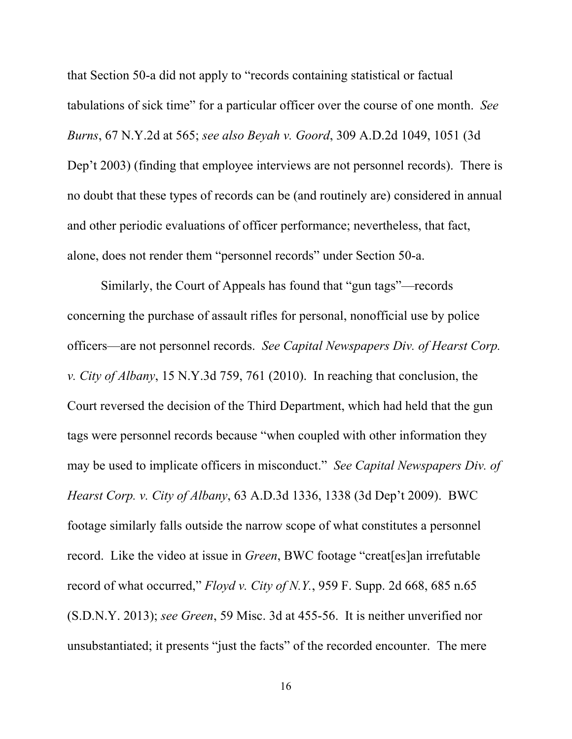that Section 50-a did not apply to "records containing statistical or factual tabulations of sick time" for a particular officer over the course of one month. *See Burns*, 67 N.Y.2d at 565; *see also Beyah v. Goord*, 309 A.D.2d 1049, 1051 (3d Dep't 2003) (finding that employee interviews are not personnel records). There is no doubt that these types of records can be (and routinely are) considered in annual and other periodic evaluations of officer performance; nevertheless, that fact, alone, does not render them "personnel records" under Section 50-a.

Similarly, the Court of Appeals has found that "gun tags"—records concerning the purchase of assault rifles for personal, nonofficial use by police officers—are not personnel records. *See Capital Newspapers Div. of Hearst Corp. v. City of Albany*, 15 N.Y.3d 759, 761 (2010). In reaching that conclusion, the Court reversed the decision of the Third Department, which had held that the gun tags were personnel records because "when coupled with other information they may be used to implicate officers in misconduct." *See Capital Newspapers Div. of Hearst Corp. v. City of Albany*, 63 A.D.3d 1336, 1338 (3d Dep't 2009). BWC footage similarly falls outside the narrow scope of what constitutes a personnel record. Like the video at issue in *Green*, BWC footage "creat[es]an irrefutable record of what occurred," *Floyd v. City of N.Y.*, 959 F. Supp. 2d 668, 685 n.65 (S.D.N.Y. 2013); *see Green*, 59 Misc. 3d at 455-56. It is neither unverified nor unsubstantiated; it presents "just the facts" of the recorded encounter. The mere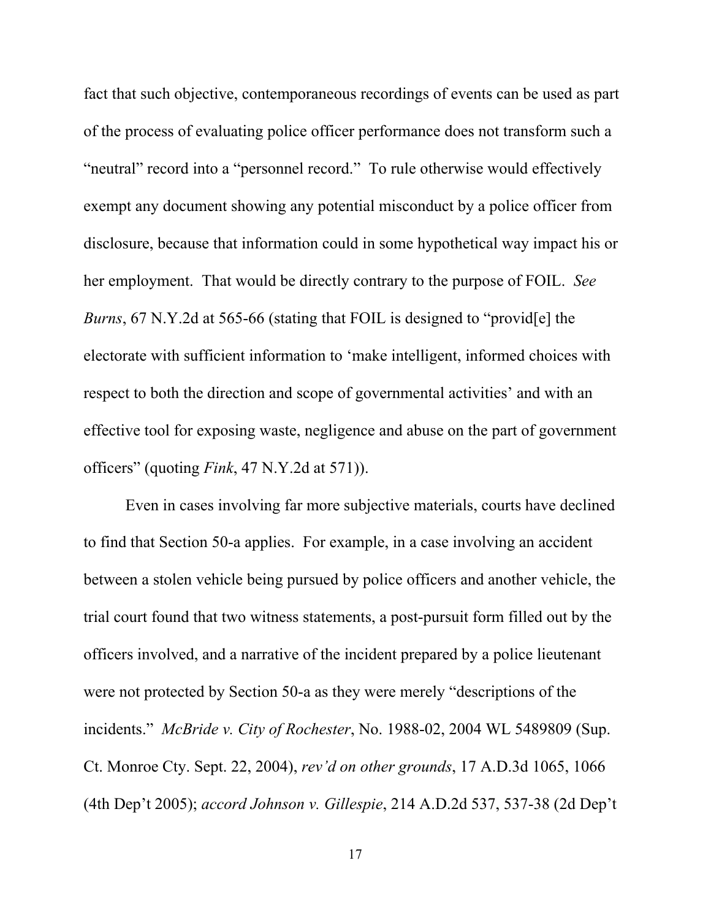fact that such objective, contemporaneous recordings of events can be used as part of the process of evaluating police officer performance does not transform such a "neutral" record into a "personnel record." To rule otherwise would effectively exempt any document showing any potential misconduct by a police officer from disclosure, because that information could in some hypothetical way impact his or her employment. That would be directly contrary to the purpose of FOIL. *See Burns*, 67 N.Y.2d at 565-66 (stating that FOIL is designed to "provid[e] the electorate with sufficient information to 'make intelligent, informed choices with respect to both the direction and scope of governmental activities' and with an effective tool for exposing waste, negligence and abuse on the part of government officers" (quoting *Fink*, 47 N.Y.2d at 571)).

Even in cases involving far more subjective materials, courts have declined to find that Section 50-a applies. For example, in a case involving an accident between a stolen vehicle being pursued by police officers and another vehicle, the trial court found that two witness statements, a post-pursuit form filled out by the officers involved, and a narrative of the incident prepared by a police lieutenant were not protected by Section 50-a as they were merely "descriptions of the incidents." *McBride v. City of Rochester*, No. 1988-02, 2004 WL 5489809 (Sup. Ct. Monroe Cty. Sept. 22, 2004), *rev'd on other grounds*, 17 A.D.3d 1065, 1066 (4th Dep't 2005); *accord Johnson v. Gillespie*, 214 A.D.2d 537, 537-38 (2d Dep't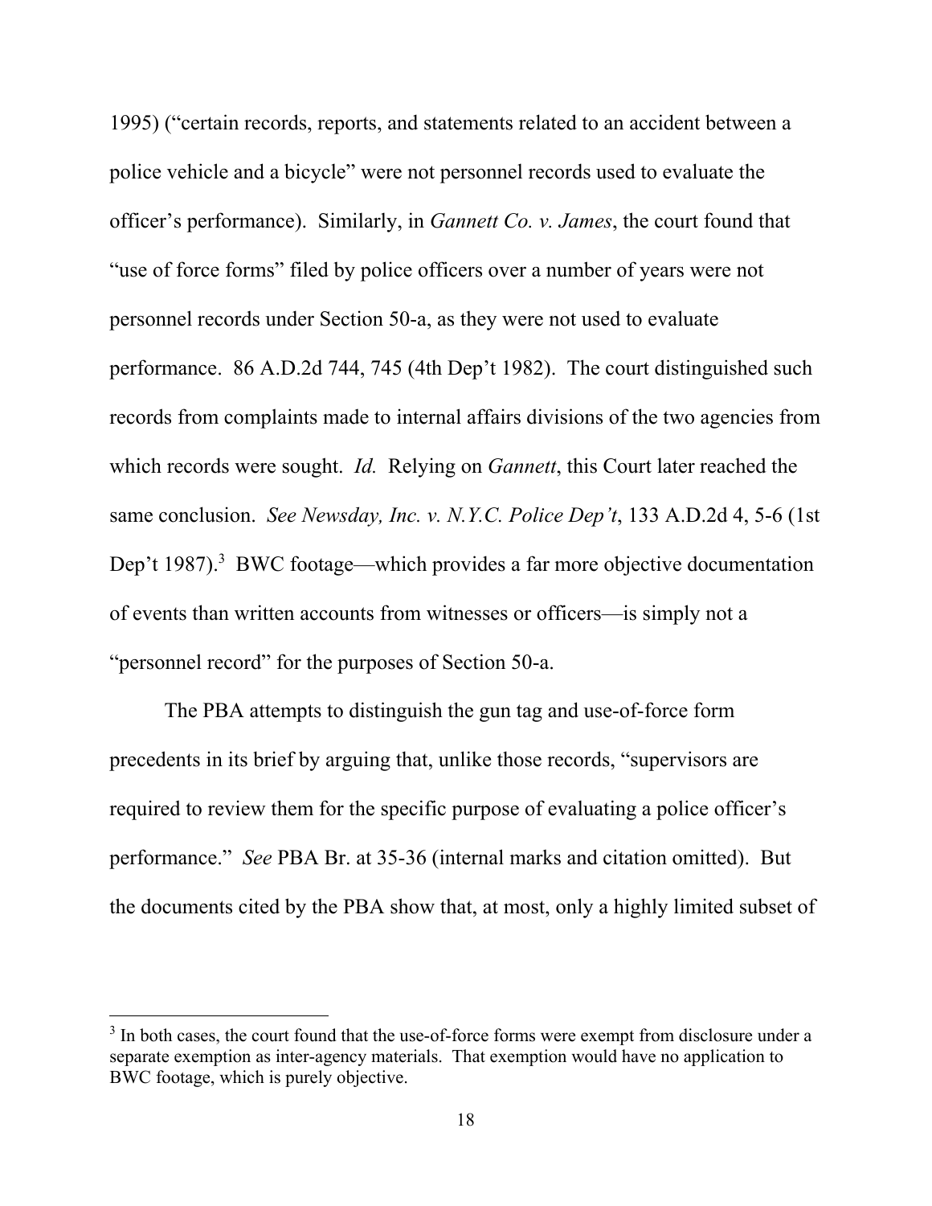1995) ("certain records, reports, and statements related to an accident between a police vehicle and a bicycle" were not personnel records used to evaluate the officer's performance). Similarly, in *Gannett Co. v. James*, the court found that "use of force forms" filed by police officers over a number of years were not personnel records under Section 50-a, as they were not used to evaluate performance. 86 A.D.2d 744, 745 (4th Dep't 1982). The court distinguished such records from complaints made to internal affairs divisions of the two agencies from which records were sought. *Id.* Relying on *Gannett*, this Court later reached the same conclusion. *See Newsday, Inc. v. N.Y.C. Police Dep't*, 133 A.D.2d 4, 5-6 (1st Dep't 1987).[3] BWC footage—which provides a far more objective documentation of events than written accounts from witnesses or officers—is simply not a "personnel record" for the purposes of Section 50-a.

The PBA attempts to distinguish the gun tag and use-of-force form precedents in its brief by arguing that, unlike those records, "supervisors are required to review them for the specific purpose of evaluating a police officer's performance." *See* PBA Br. at 35-36 (internal marks and citation omitted). But the documents cited by the PBA show that, at most, only a highly limited subset of

---

[3] In both cases, the court found that the use-of-force forms were exempt from disclosure under a separate exemption as inter-agency materials. That exemption would have no application to BWC footage, which is purely objective.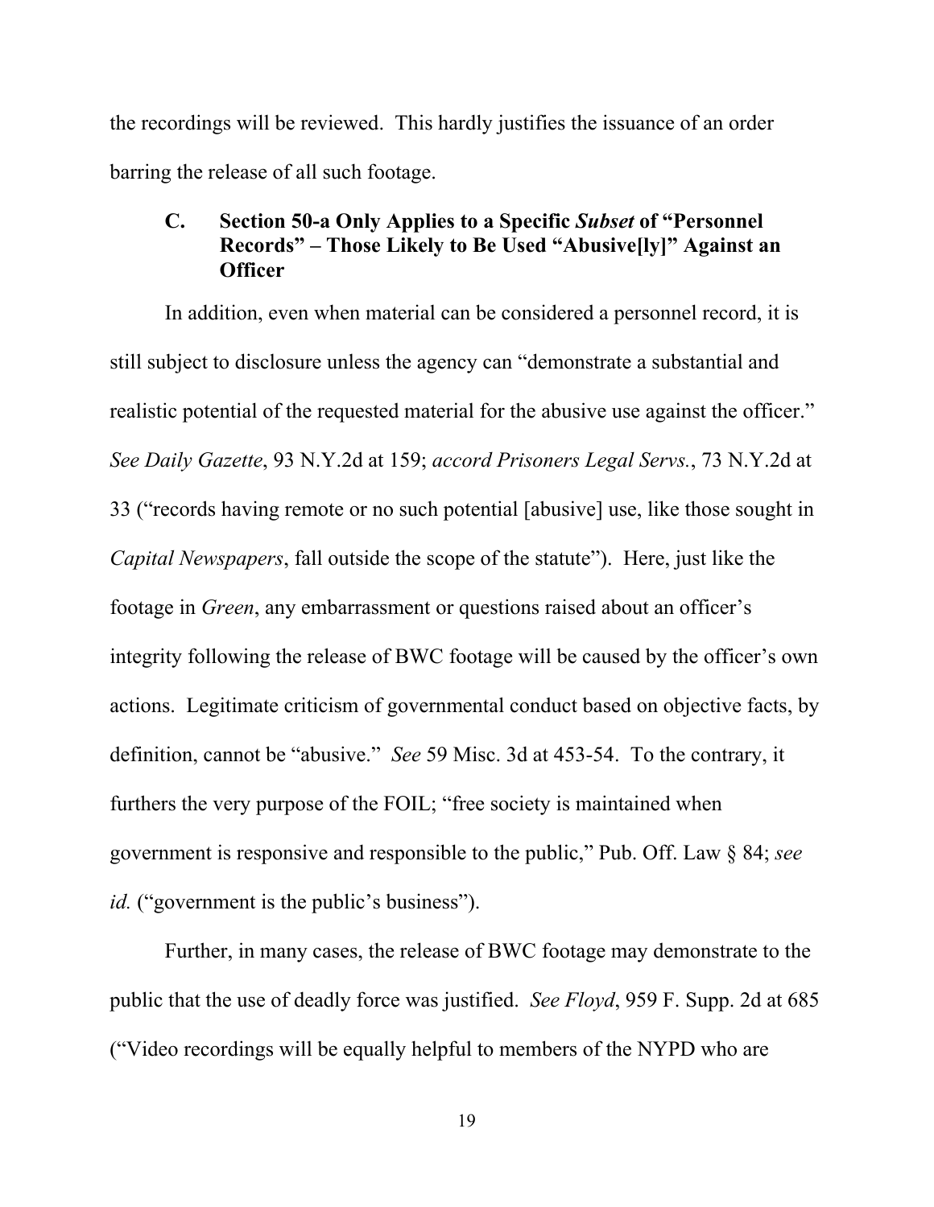the recordings will be reviewed. This hardly justifies the issuance of an order barring the release of all such footage.

### C. Section 50-a Only Applies to a Specific *Subset* of "Personnel Records" – Those Likely to Be Used "Abusive[ly]" Against an Officer

In addition, even when material can be considered a personnel record, it is still subject to disclosure unless the agency can "demonstrate a substantial and realistic potential of the requested material for the abusive use against the officer." *See Daily Gazette*, 93 N.Y.2d at 159; *accord Prisoners Legal Servs.*, 73 N.Y.2d at 33 ("records having remote or no such potential [abusive] use, like those sought in *Capital Newspapers*, fall outside the scope of the statute"). Here, just like the footage in *Green*, any embarrassment or questions raised about an officer's integrity following the release of BWC footage will be caused by the officer's own actions. Legitimate criticism of governmental conduct based on objective facts, by definition, cannot be "abusive." *See* 59 Misc. 3d at 453-54. To the contrary, it furthers the very purpose of the FOIL; "free society is maintained when government is responsive and responsible to the public," Pub. Off. Law § 84; *see id.* ("government is the public's business").

Further, in many cases, the release of BWC footage may demonstrate to the public that the use of deadly force was justified. *See Floyd*, 959 F. Supp. 2d at 685 ("Video recordings will be equally helpful to members of the NYPD who are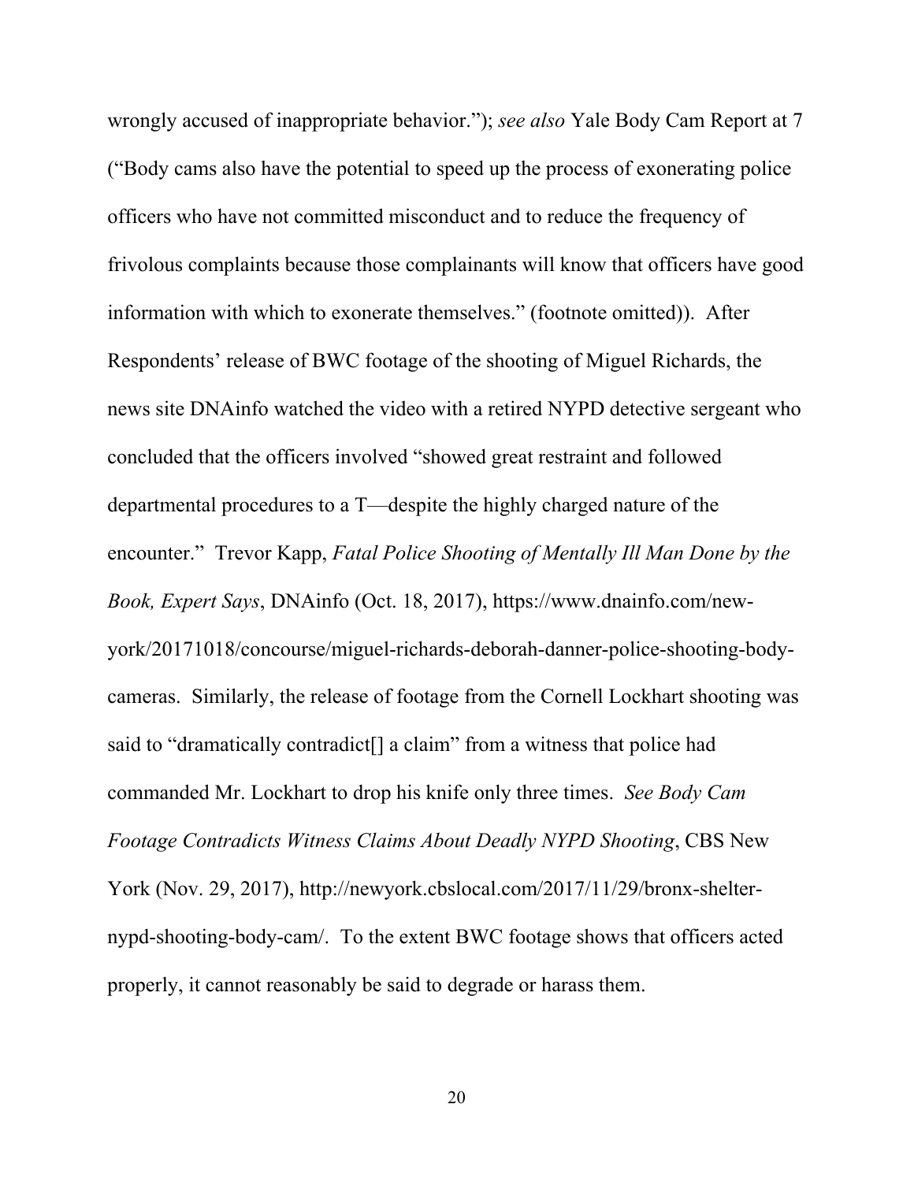wrongly accused of inappropriate behavior."); *see also* Yale Body Cam Report at 7 ("Body cams also have the potential to speed up the process of exonerating police officers who have not committed misconduct and to reduce the frequency of frivolous complaints because those complainants will know that officers have good information with which to exonerate themselves." (footnote omitted)). After Respondents' release of BWC footage of the shooting of Miguel Richards, the news site DNAinfo watched the video with a retired NYPD detective sergeant who concluded that the officers involved "showed great restraint and followed departmental procedures to a T—despite the highly charged nature of the encounter." Trevor Kapp, *Fatal Police Shooting of Mentally Ill Man Done by the Book, Expert Says*, DNAinfo (Oct. 18, 2017), https://www.dnainfo.com/new-york/20171018/concourse/miguel-richards-deborah-danner-police-shooting-body-cameras. Similarly, the release of footage from the Cornell Lockhart shooting was said to "dramatically contradict[] a claim" from a witness that police had commanded Mr. Lockhart to drop his knife only three times. *See Body Cam Footage Contradicts Witness Claims About Deadly NYPD Shooting*, CBS New York (Nov. 29, 2017), http://newyork.cbslocal.com/2017/11/29/bronx-shelter-nypd-shooting-body-cam/. To the extent BWC footage shows that officers acted properly, it cannot reasonably be said to degrade or harass them.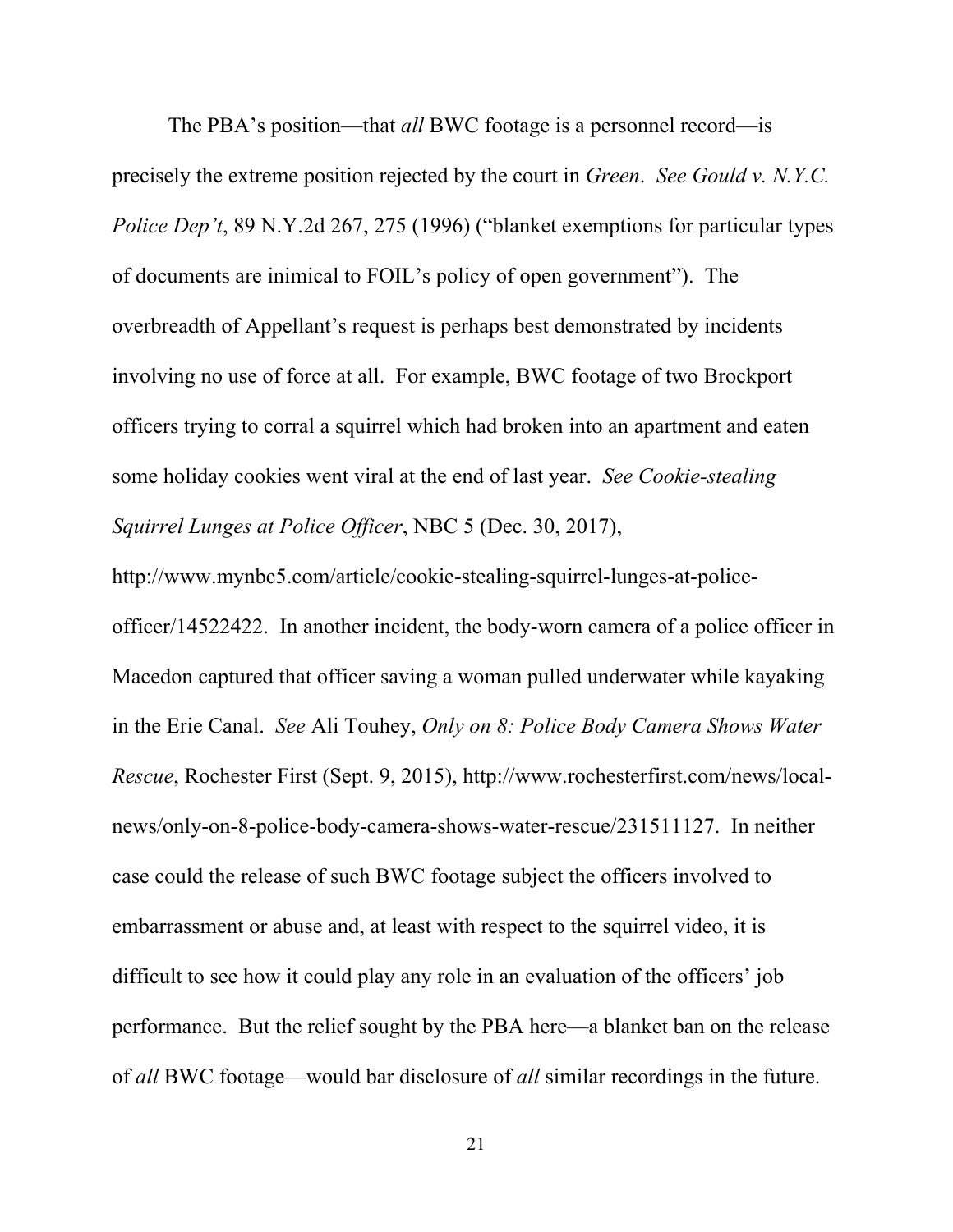The PBA's position—that *all* BWC footage is a personnel record—is precisely the extreme position rejected by the court in *Green*. *See Gould v. N.Y.C. Police Dep't*, 89 N.Y.2d 267, 275 (1996) ("blanket exemptions for particular types of documents are inimical to FOIL's policy of open government"). The overbreadth of Appellant's request is perhaps best demonstrated by incidents involving no use of force at all. For example, BWC footage of two Brockport officers trying to corral a squirrel which had broken into an apartment and eaten some holiday cookies went viral at the end of last year. *See Cookie-stealing Squirrel Lunges at Police Officer*, NBC 5 (Dec. 30, 2017), http://www.mynbc5.com/article/cookie-stealing-squirrel-lunges-at-police-officer/14522422. In another incident, the body-worn camera of a police officer in Macedon captured that officer saving a woman pulled underwater while kayaking in the Erie Canal. *See* Ali Touhey, *Only on 8: Police Body Camera Shows Water Rescue*, Rochester First (Sept. 9, 2015), http://www.rochesterfirst.com/news/local-news/only-on-8-police-body-camera-shows-water-rescue/231511127. In neither case could the release of such BWC footage subject the officers involved to embarrassment or abuse and, at least with respect to the squirrel video, it is difficult to see how it could play any role in an evaluation of the officers' job performance. But the relief sought by the PBA here—a blanket ban on the release of *all* BWC footage—would bar disclosure of *all* similar recordings in the future.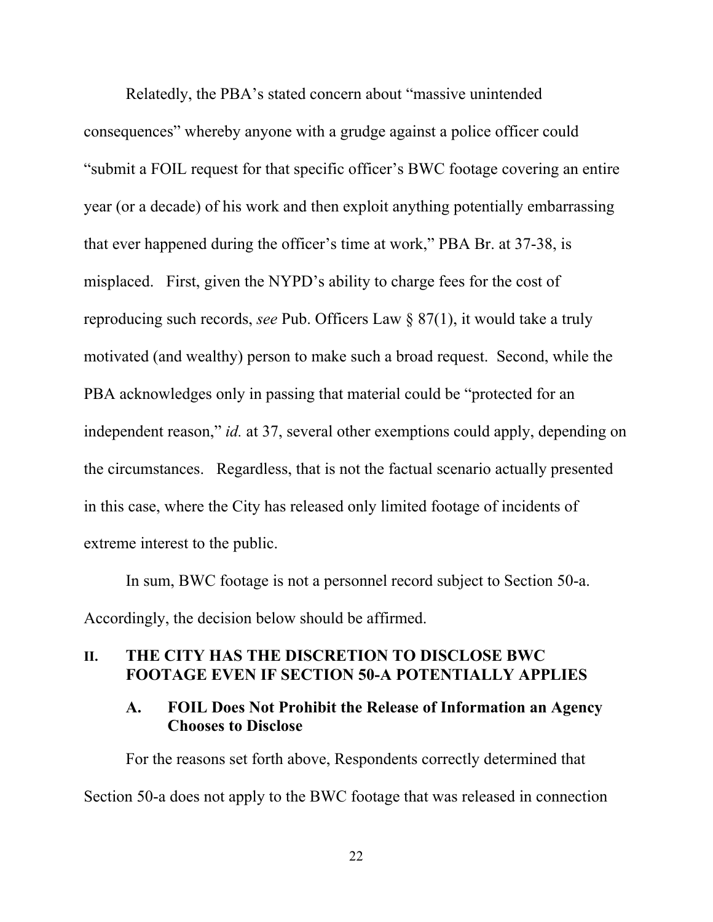Relatedly, the PBA's stated concern about "massive unintended consequences" whereby anyone with a grudge against a police officer could "submit a FOIL request for that specific officer's BWC footage covering an entire year (or a decade) of his work and then exploit anything potentially embarrassing that ever happened during the officer's time at work," PBA Br. at 37-38, is misplaced. First, given the NYPD's ability to charge fees for the cost of reproducing such records, *see* Pub. Officers Law § 87(1), it would take a truly motivated (and wealthy) person to make such a broad request. Second, while the PBA acknowledges only in passing that material could be "protected for an independent reason," *id.* at 37, several other exemptions could apply, depending on the circumstances. Regardless, that is not the factual scenario actually presented in this case, where the City has released only limited footage of incidents of extreme interest to the public.

In sum, BWC footage is not a personnel record subject to Section 50-a. Accordingly, the decision below should be affirmed.

## II. THE CITY HAS THE DISCRETION TO DISCLOSE BWC FOOTAGE EVEN IF SECTION 50-A POTENTIALLY APPLIES

### A. FOIL Does Not Prohibit the Release of Information an Agency Chooses to Disclose

For the reasons set forth above, Respondents correctly determined that Section 50-a does not apply to the BWC footage that was released in connection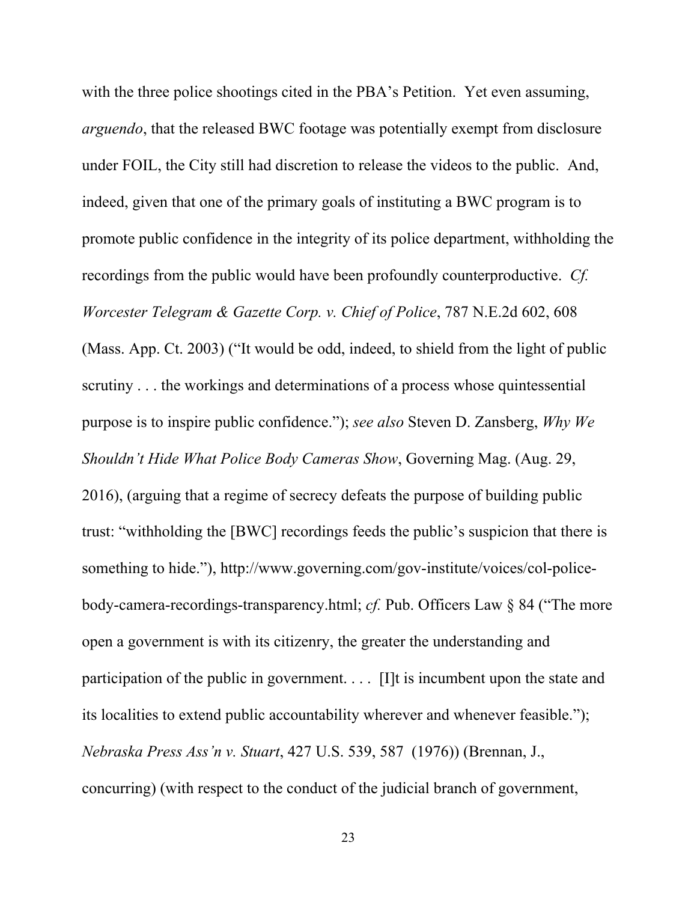with the three police shootings cited in the PBA's Petition. Yet even assuming, *arguendo*, that the released BWC footage was potentially exempt from disclosure under FOIL, the City still had discretion to release the videos to the public. And, indeed, given that one of the primary goals of instituting a BWC program is to promote public confidence in the integrity of its police department, withholding the recordings from the public would have been profoundly counterproductive. *Cf. Worcester Telegram & Gazette Corp. v. Chief of Police*, 787 N.E.2d 602, 608 (Mass. App. Ct. 2003) ("It would be odd, indeed, to shield from the light of public scrutiny . . . the workings and determinations of a process whose quintessential purpose is to inspire public confidence."); *see also* Steven D. Zansberg, *Why We Shouldn't Hide What Police Body Cameras Show*, Governing Mag. (Aug. 29, 2016), (arguing that a regime of secrecy defeats the purpose of building public trust: "withholding the [BWC] recordings feeds the public's suspicion that there is something to hide."), http://www.governing.com/gov-institute/voices/col-police-body-camera-recordings-transparency.html; *cf.* Pub. Officers Law § 84 ("The more open a government is with its citizenry, the greater the understanding and participation of the public in government. . . . [I]t is incumbent upon the state and its localities to extend public accountability wherever and whenever feasible."); *Nebraska Press Ass'n v. Stuart*, 427 U.S. 539, 587 (1976)) (Brennan, J., concurring) (with respect to the conduct of the judicial branch of government,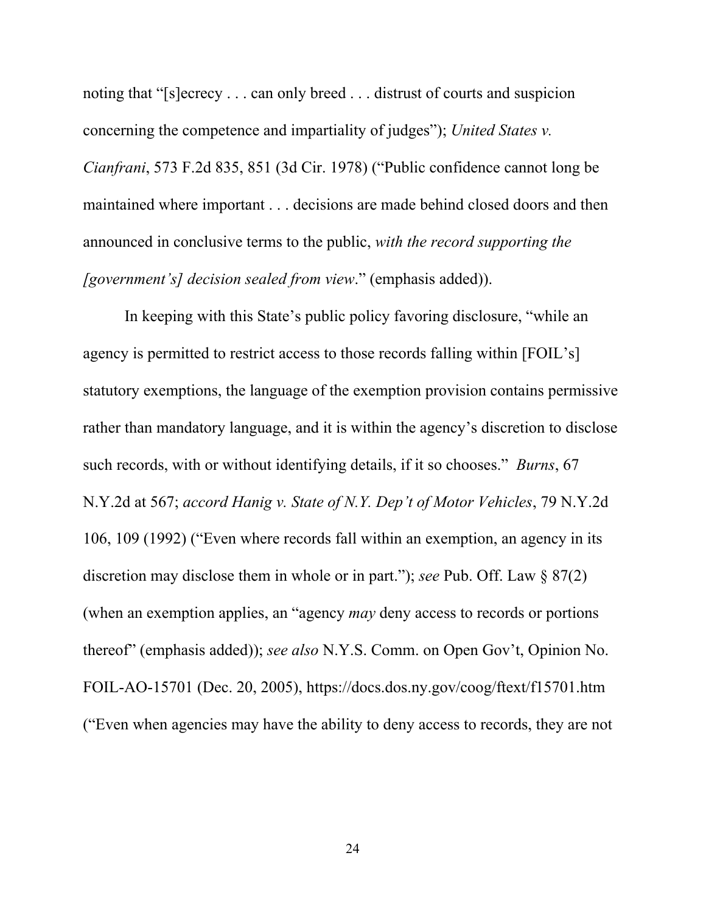noting that "[s]ecrecy . . . can only breed . . . distrust of courts and suspicion concerning the competence and impartiality of judges"); *United States v. Cianfrani*, 573 F.2d 835, 851 (3d Cir. 1978) ("Public confidence cannot long be maintained where important . . . decisions are made behind closed doors and then announced in conclusive terms to the public, *with the record supporting the [government's] decision sealed from view*." (emphasis added)).

In keeping with this State's public policy favoring disclosure, "while an agency is permitted to restrict access to those records falling within [FOIL's] statutory exemptions, the language of the exemption provision contains permissive rather than mandatory language, and it is within the agency's discretion to disclose such records, with or without identifying details, if it so chooses." *Burns*, 67 N.Y.2d at 567; *accord Hanig v. State of N.Y. Dep't of Motor Vehicles*, 79 N.Y.2d 106, 109 (1992) ("Even where records fall within an exemption, an agency in its discretion may disclose them in whole or in part."); *see* Pub. Off. Law § 87(2) (when an exemption applies, an "agency *may* deny access to records or portions thereof" (emphasis added)); *see also* N.Y.S. Comm. on Open Gov't, Opinion No. FOIL-AO-15701 (Dec. 20, 2005), https://docs.dos.ny.gov/coog/ftext/f15701.htm ("Even when agencies may have the ability to deny access to records, they are not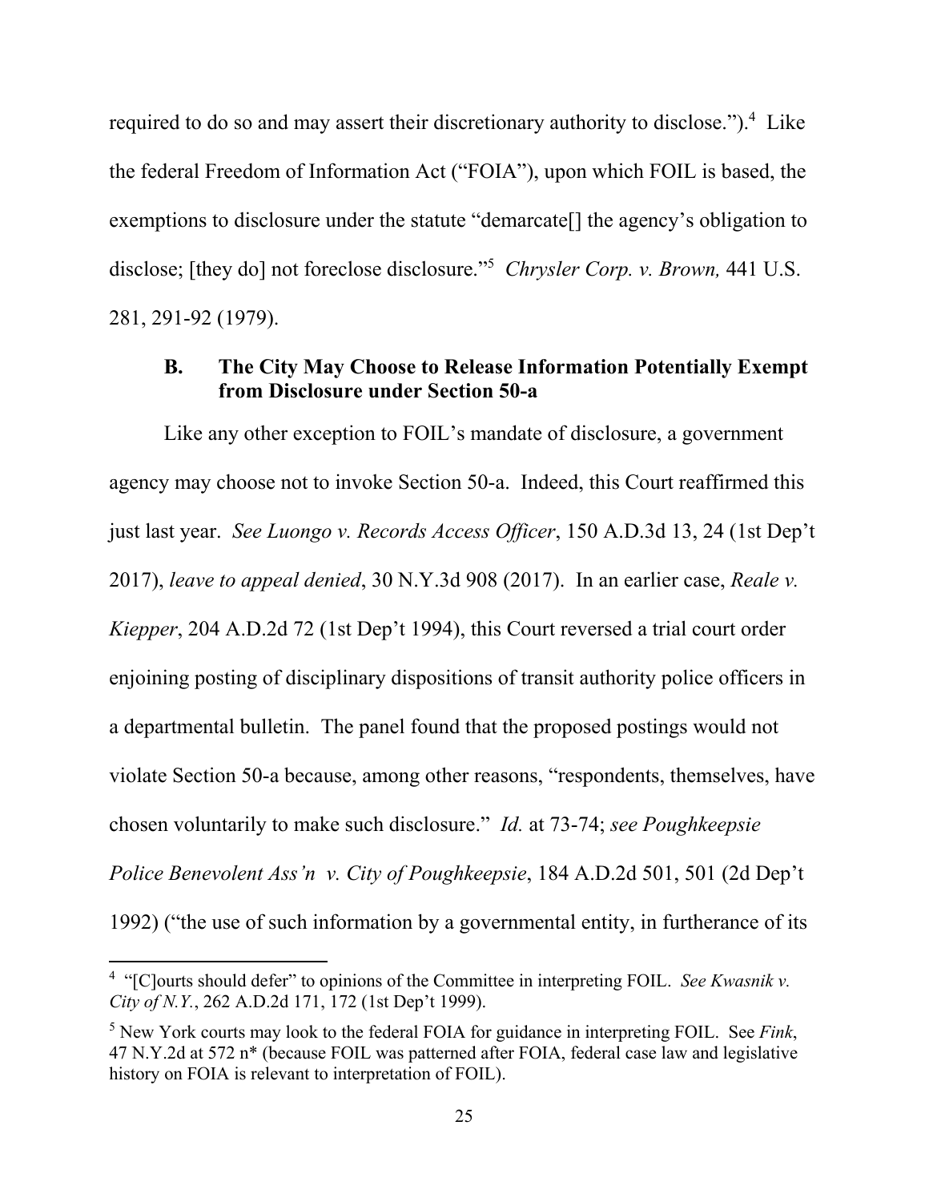required to do so and may assert their discretionary authority to disclose.").[4] Like the federal Freedom of Information Act ("FOIA"), upon which FOIL is based, the exemptions to disclosure under the statute "demarcate[] the agency's obligation to disclose; [they do] not foreclose disclosure."[5] *Chrysler Corp. v. Brown,* 441 U.S. 281, 291-92 (1979).

### B. The City May Choose to Release Information Potentially Exempt from Disclosure under Section 50-a

Like any other exception to FOIL's mandate of disclosure, a government agency may choose not to invoke Section 50-a. Indeed, this Court reaffirmed this just last year. *See Luongo v. Records Access Officer*, 150 A.D.3d 13, 24 (1st Dep't 2017), *leave to appeal denied*, 30 N.Y.3d 908 (2017). In an earlier case, *Reale v. Kiepper*, 204 A.D.2d 72 (1st Dep't 1994), this Court reversed a trial court order enjoining posting of disciplinary dispositions of transit authority police officers in a departmental bulletin. The panel found that the proposed postings would not violate Section 50-a because, among other reasons, "respondents, themselves, have chosen voluntarily to make such disclosure." *Id.* at 73-74; *see Poughkeepsie Police Benevolent Ass'n v. City of Poughkeepsie*, 184 A.D.2d 501, 501 (2d Dep't 1992) ("the use of such information by a governmental entity, in furtherance of its

---

[4] "[C]ourts should defer" to opinions of the Committee in interpreting FOIL. *See Kwasnik v. City of N.Y.*, 262 A.D.2d 171, 172 (1st Dep't 1999).

[5] New York courts may look to the federal FOIA for guidance in interpreting FOIL. See *Fink*, 47 N.Y.2d at 572 n* (because FOIL was patterned after FOIA, federal case law and legislative history on FOIA is relevant to interpretation of FOIL).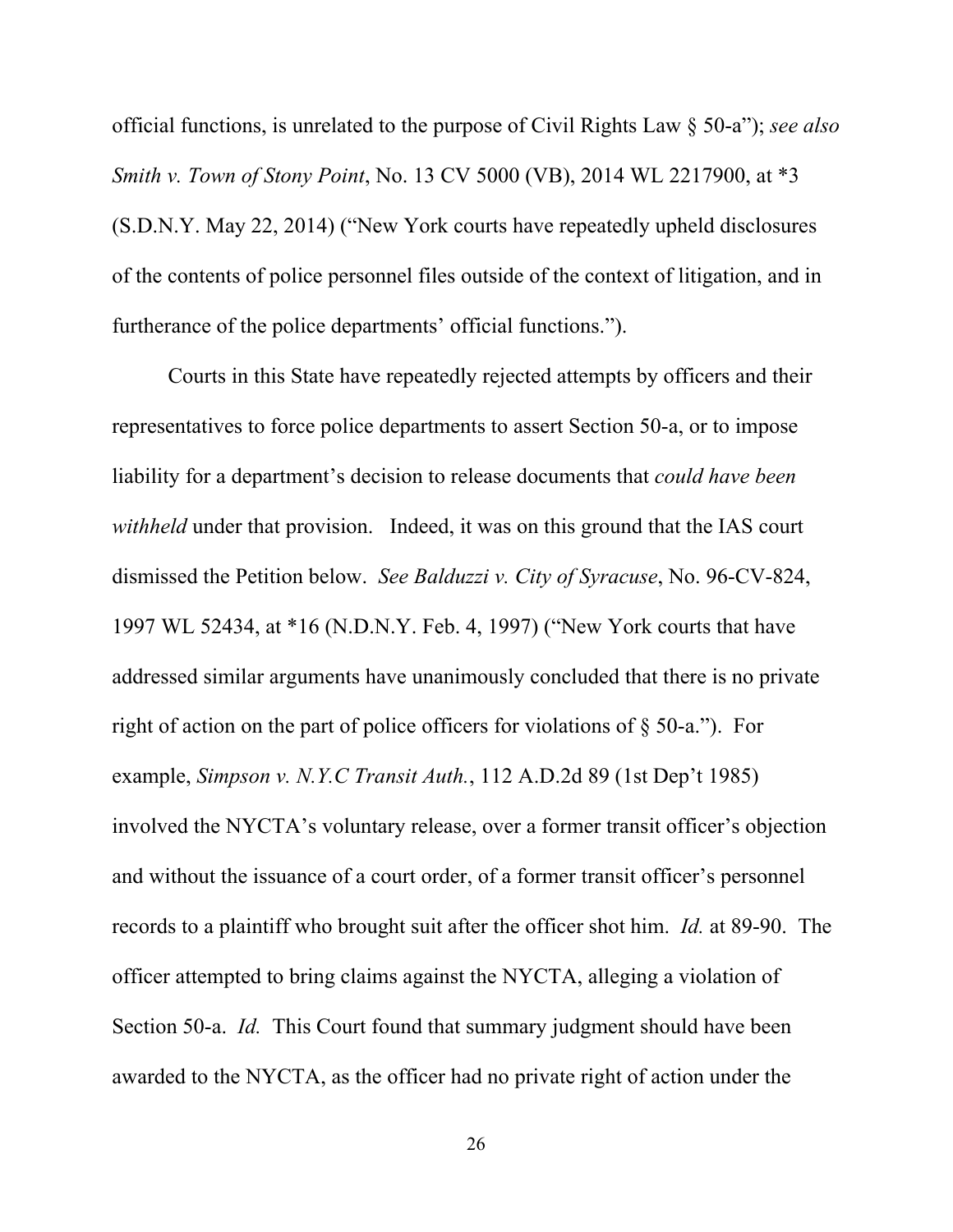official functions, is unrelated to the purpose of Civil Rights Law § 50-a"); *see also Smith v. Town of Stony Point*, No. 13 CV 5000 (VB), 2014 WL 2217900, at *3 (S.D.N.Y. May 22, 2014) ("New York courts have repeatedly upheld disclosures of the contents of police personnel files outside of the context of litigation, and in furtherance of the police departments' official functions.").

Courts in this State have repeatedly rejected attempts by officers and their representatives to force police departments to assert Section 50-a, or to impose liability for a department's decision to release documents that *could have been withheld* under that provision. Indeed, it was on this ground that the IAS court dismissed the Petition below. *See Balduzzi v. City of Syracuse*, No. 96-CV-824, 1997 WL 52434, at *16 (N.D.N.Y. Feb. 4, 1997) ("New York courts that have addressed similar arguments have unanimously concluded that there is no private right of action on the part of police officers for violations of § 50-a."). For example, *Simpson v. N.Y.C Transit Auth.*, 112 A.D.2d 89 (1st Dep't 1985) involved the NYCTA's voluntary release, over a former transit officer's objection and without the issuance of a court order, of a former transit officer's personnel records to a plaintiff who brought suit after the officer shot him. *Id.* at 89-90. The officer attempted to bring claims against the NYCTA, alleging a violation of Section 50-a. *Id.* This Court found that summary judgment should have been awarded to the NYCTA, as the officer had no private right of action under the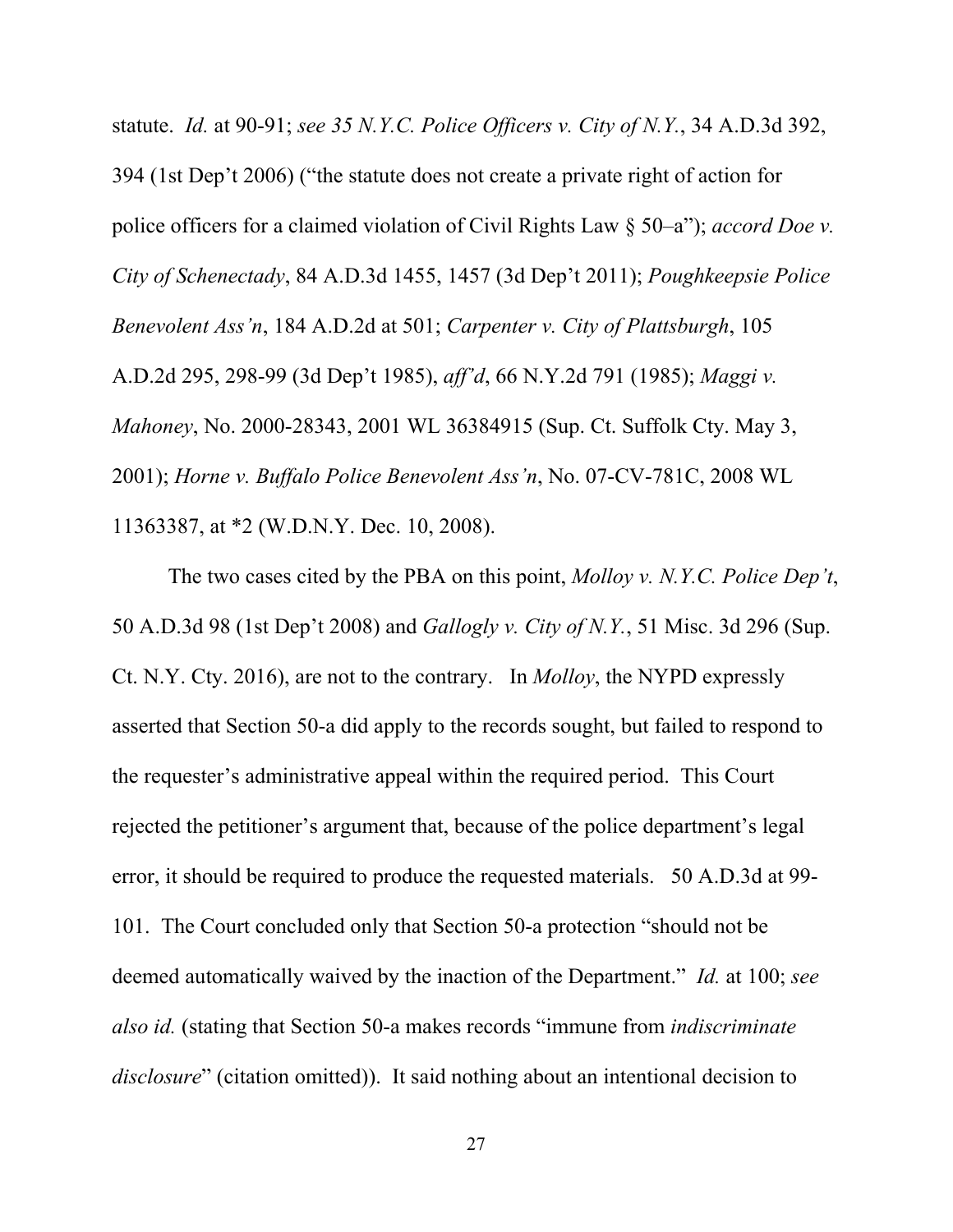statute. *Id.* at 90-91; *see 35 N.Y.C. Police Officers v. City of N.Y.*, 34 A.D.3d 392, 394 (1st Dep't 2006) ("the statute does not create a private right of action for police officers for a claimed violation of Civil Rights Law § 50–a"); *accord Doe v. City of Schenectady*, 84 A.D.3d 1455, 1457 (3d Dep't 2011); *Poughkeepsie Police Benevolent Ass'n*, 184 A.D.2d at 501; *Carpenter v. City of Plattsburgh*, 105 A.D.2d 295, 298-99 (3d Dep't 1985), *aff'd*, 66 N.Y.2d 791 (1985); *Maggi v. Mahoney*, No. 2000-28343, 2001 WL 36384915 (Sup. Ct. Suffolk Cty. May 3, 2001); *Horne v. Buffalo Police Benevolent Ass'n*, No. 07-CV-781C, 2008 WL 11363387, at *2 (W.D.N.Y. Dec. 10, 2008).

The two cases cited by the PBA on this point, *Molloy v. N.Y.C. Police Dep't*, 50 A.D.3d 98 (1st Dep't 2008) and *Gallogly v. City of N.Y.*, 51 Misc. 3d 296 (Sup. Ct. N.Y. Cty. 2016), are not to the contrary. In *Molloy*, the NYPD expressly asserted that Section 50-a did apply to the records sought, but failed to respond to the requester's administrative appeal within the required period. This Court rejected the petitioner's argument that, because of the police department's legal error, it should be required to produce the requested materials. 50 A.D.3d at 99-101. The Court concluded only that Section 50-a protection "should not be deemed automatically waived by the inaction of the Department." *Id.* at 100; *see also id.* (stating that Section 50-a makes records "immune from *indiscriminate disclosure*" (citation omitted)). It said nothing about an intentional decision to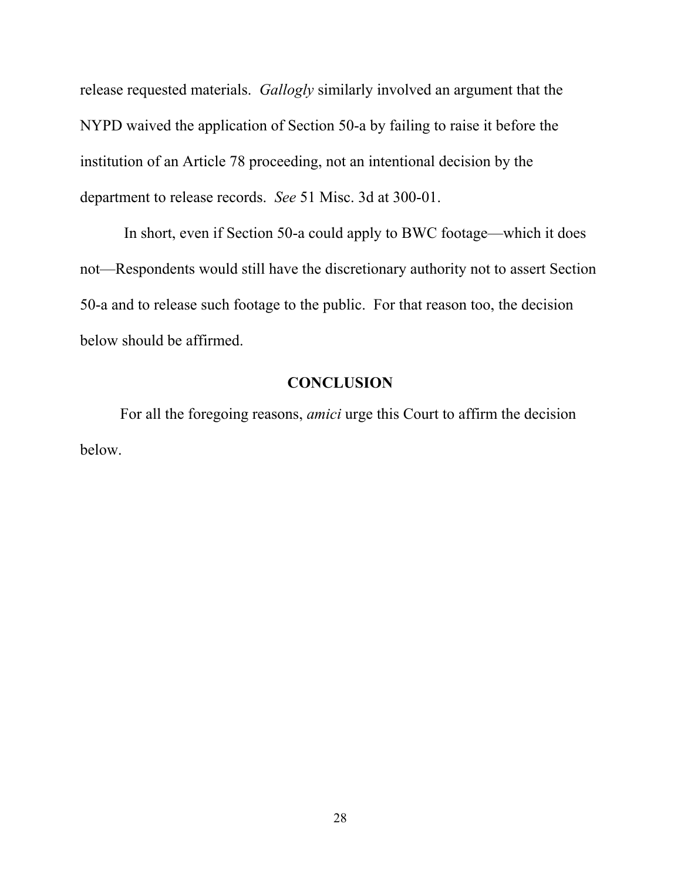release requested materials. *Gallogly* similarly involved an argument that the NYPD waived the application of Section 50-a by failing to raise it before the institution of an Article 78 proceeding, not an intentional decision by the department to release records. *See* 51 Misc. 3d at 300-01.

In short, even if Section 50-a could apply to BWC footage—which it does not—Respondents would still have the discretionary authority not to assert Section 50-a and to release such footage to the public. For that reason too, the decision below should be affirmed.

## CONCLUSION

For all the foregoing reasons, *amici* urge this Court to affirm the decision below.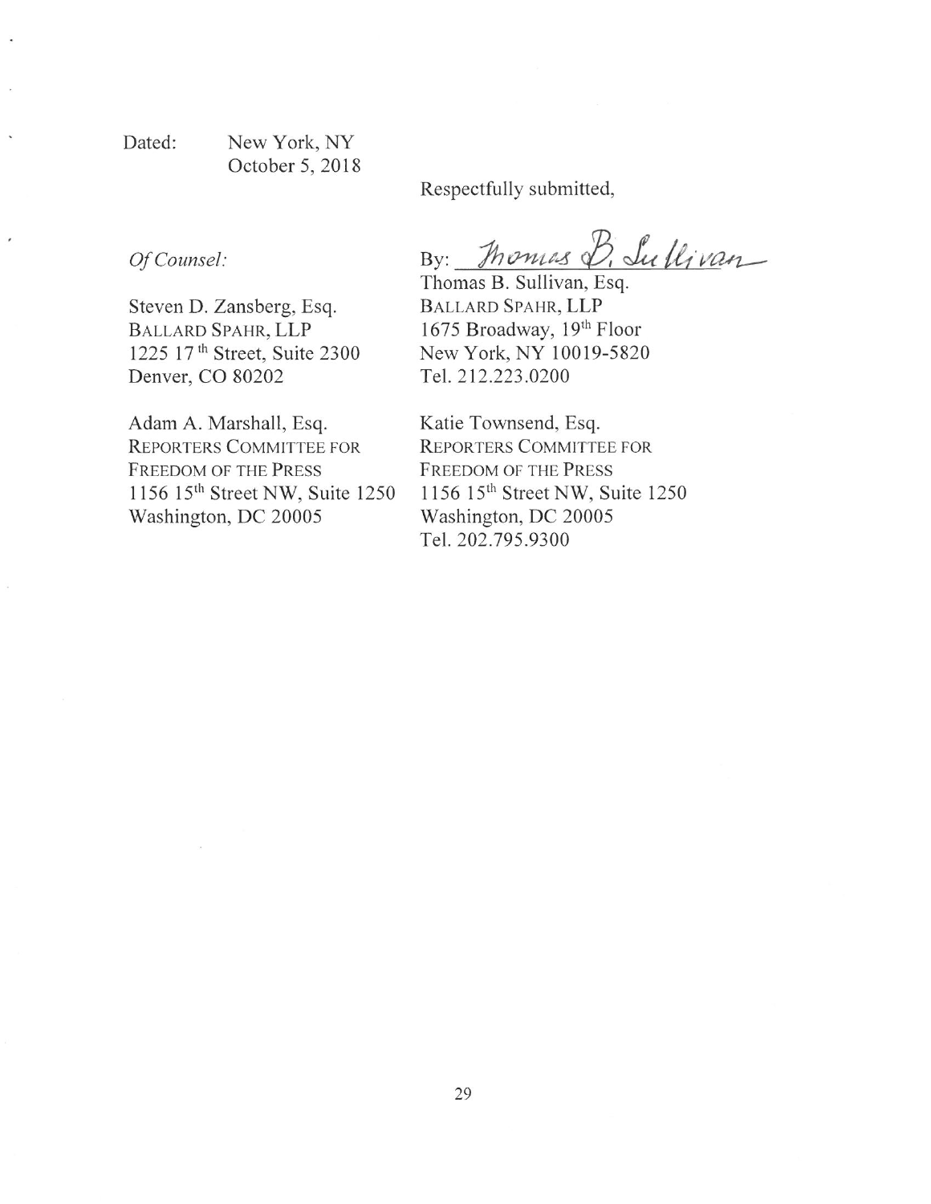Dated: New York, NY
October 5, 2018

Respectfully submitted,

By: /s/ Thomas B. Sullivan

Thomas B. Sullivan, Esq.
BALLARD SPAHR, LLP
1675 Broadway, 19th Floor
New York, NY 10019-5820
Tel. 212.223.0200

Katie Townsend, Esq.
REPORTERS COMMITTEE FOR
FREEDOM OF THE PRESS
1156 15th Street NW, Suite 1250
Washington, DC 20005
Tel. 202.795.9300

*Of Counsel:*

Steven D. Zansberg, Esq.
BALLARD SPAHR, LLP
1225 17th Street, Suite 2300
Denver, CO 80202

Adam A. Marshall, Esq.
REPORTERS COMMITTEE FOR
FREEDOM OF THE PRESS
1156 15th Street NW, Suite 1250
Washington, DC 20005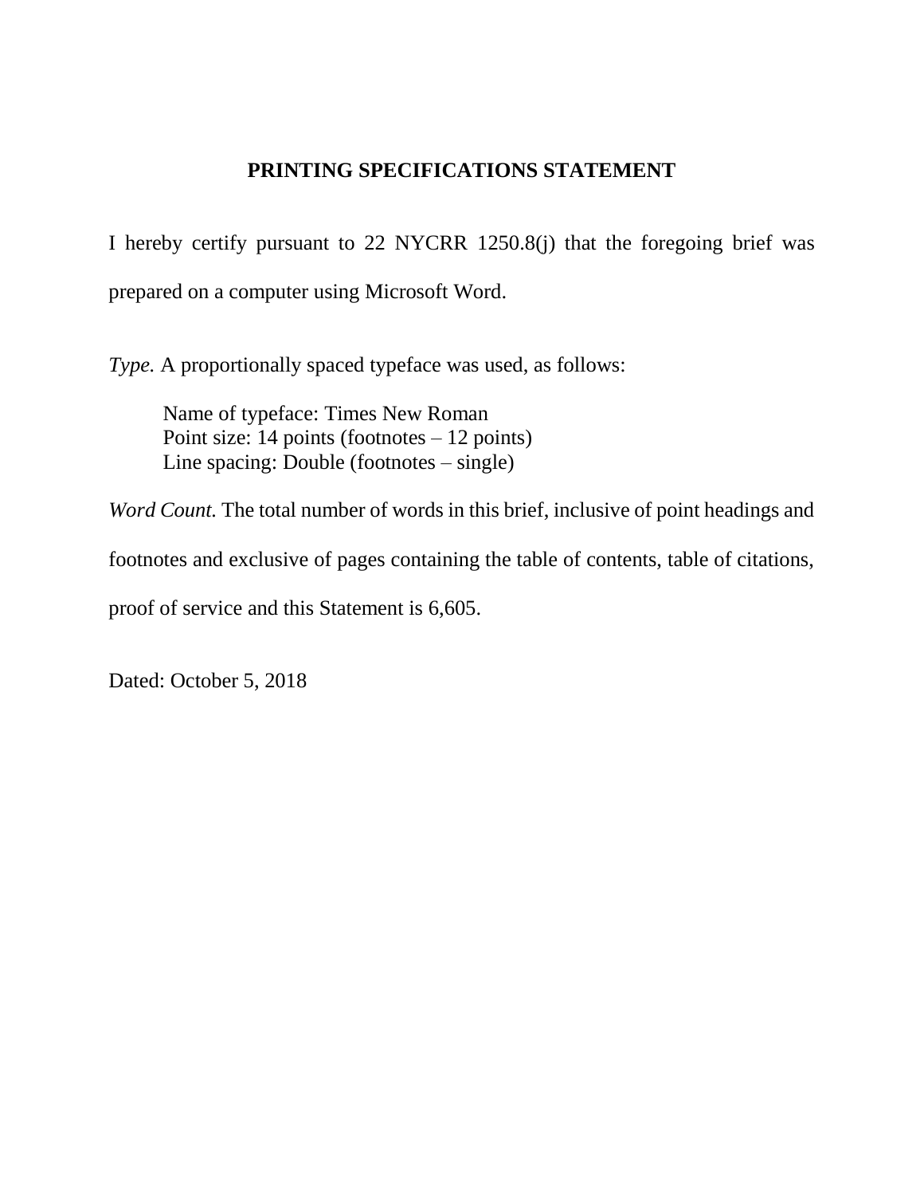## PRINTING SPECIFICATIONS STATEMENT

I hereby certify pursuant to 22 NYCRR 1250.8(j) that the foregoing brief was prepared on a computer using Microsoft Word.

*Type.* A proportionally spaced typeface was used, as follows:

> Name of typeface: Times New Roman
> Point size: 14 points (footnotes – 12 points)
> Line spacing: Double (footnotes – single)

*Word Count.* The total number of words in this brief, inclusive of point headings and footnotes and exclusive of pages containing the table of contents, table of citations, proof of service and this Statement is 6,605.

Dated: October 5, 2018